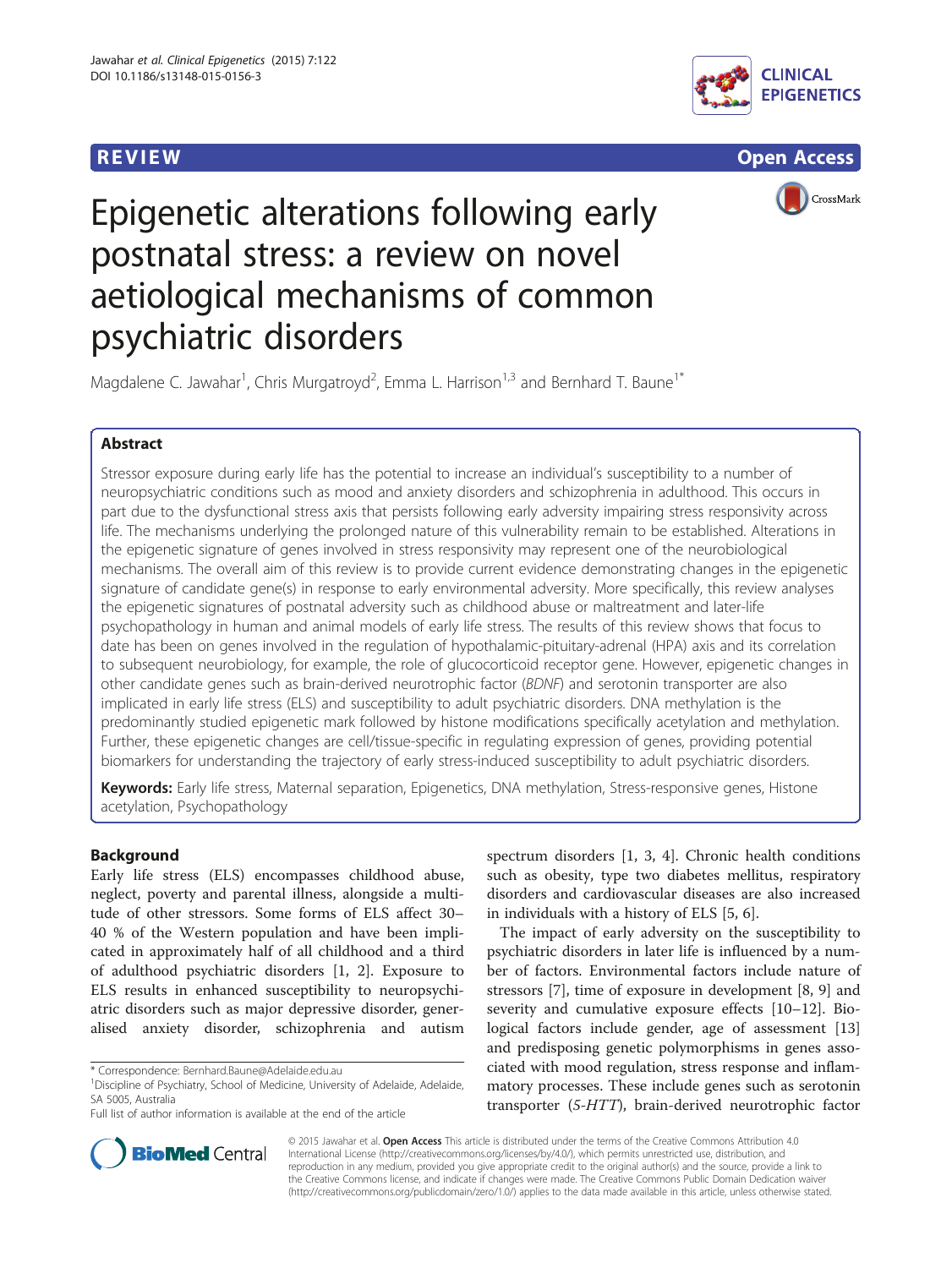**REVIEW** **Open Access**

# Epigenetic alterations following early postnatal stress: a review on novel aetiological mechanisms of common psychiatric disorders

Magdalene C. Jawahar[1], Chris Murgatroyd[2], Emma L. Harrison[1,3] and Bernhard T. Baune[1*]

## Abstract

Stressor exposure during early life has the potential to increase an individual's susceptibility to a number of neuropsychiatric conditions such as mood and anxiety disorders and schizophrenia in adulthood. This occurs in part due to the dysfunctional stress axis that persists following early adversity impairing stress responsivity across life. The mechanisms underlying the prolonged nature of this vulnerability remain to be established. Alterations in the epigenetic signature of genes involved in stress responsivity may represent one of the neurobiological mechanisms. The overall aim of this review is to provide current evidence demonstrating changes in the epigenetic signature of candidate gene(s) in response to early environmental adversity. More specifically, this review analyses the epigenetic signatures of postnatal adversity such as childhood abuse or maltreatment and later-life psychopathology in human and animal models of early life stress. The results of this review shows that focus to date has been on genes involved in the regulation of hypothalamic-pituitary-adrenal (HPA) axis and its correlation to subsequent neurobiology, for example, the role of glucocorticoid receptor gene. However, epigenetic changes in other candidate genes such as brain-derived neurotrophic factor (*BDNF*) and serotonin transporter are also implicated in early life stress (ELS) and susceptibility to adult psychiatric disorders. DNA methylation is the predominantly studied epigenetic mark followed by histone modifications specifically acetylation and methylation. Further, these epigenetic changes are cell/tissue-specific in regulating expression of genes, providing potential biomarkers for understanding the trajectory of early stress-induced susceptibility to adult psychiatric disorders.

**Keywords:** Early life stress, Maternal separation, Epigenetics, DNA methylation, Stress-responsive genes, Histone acetylation, Psychopathology

## Background

Early life stress (ELS) encompasses childhood abuse, neglect, poverty and parental illness, alongside a multitude of other stressors. Some forms of ELS affect 30–40 % of the Western population and have been implicated in approximately half of all childhood and a third of adulthood psychiatric disorders [1, 2]. Exposure to ELS results in enhanced susceptibility to neuropsychiatric disorders such as major depressive disorder, generalised anxiety disorder, schizophrenia and autism spectrum disorders [1, 3, 4]. Chronic health conditions such as obesity, type two diabetes mellitus, respiratory disorders and cardiovascular diseases are also increased in individuals with a history of ELS [5, 6].

The impact of early adversity on the susceptibility to psychiatric disorders in later life is influenced by a number of factors. Environmental factors include nature of stressors [7], time of exposure in development [8, 9] and severity and cumulative exposure effects [10–12]. Biological factors include gender, age of assessment [13] and predisposing genetic polymorphisms in genes associated with mood regulation, stress response and inflammatory processes. These include genes such as serotonin transporter (*5-HTT*), brain-derived neurotrophic factor

* Correspondence: Bernhard.Baune@Adelaide.edu.au
[1]Discipline of Psychiatry, School of Medicine, University of Adelaide, Adelaide, SA 5005, Australia
Full list of author information is available at the end of the article

© 2015 Jawahar et al. **Open Access** This article is distributed under the terms of the Creative Commons Attribution 4.0 International License (http://creativecommons.org/licenses/by/4.0/), which permits unrestricted use, distribution, and reproduction in any medium, provided you give appropriate credit to the original author(s) and the source, provide a link to the Creative Commons license, and indicate if changes were made. The Creative Commons Public Domain Dedication waiver (http://creativecommons.org/publicdomain/zero/1.0/) applies to the data made available in this article, unless otherwise stated.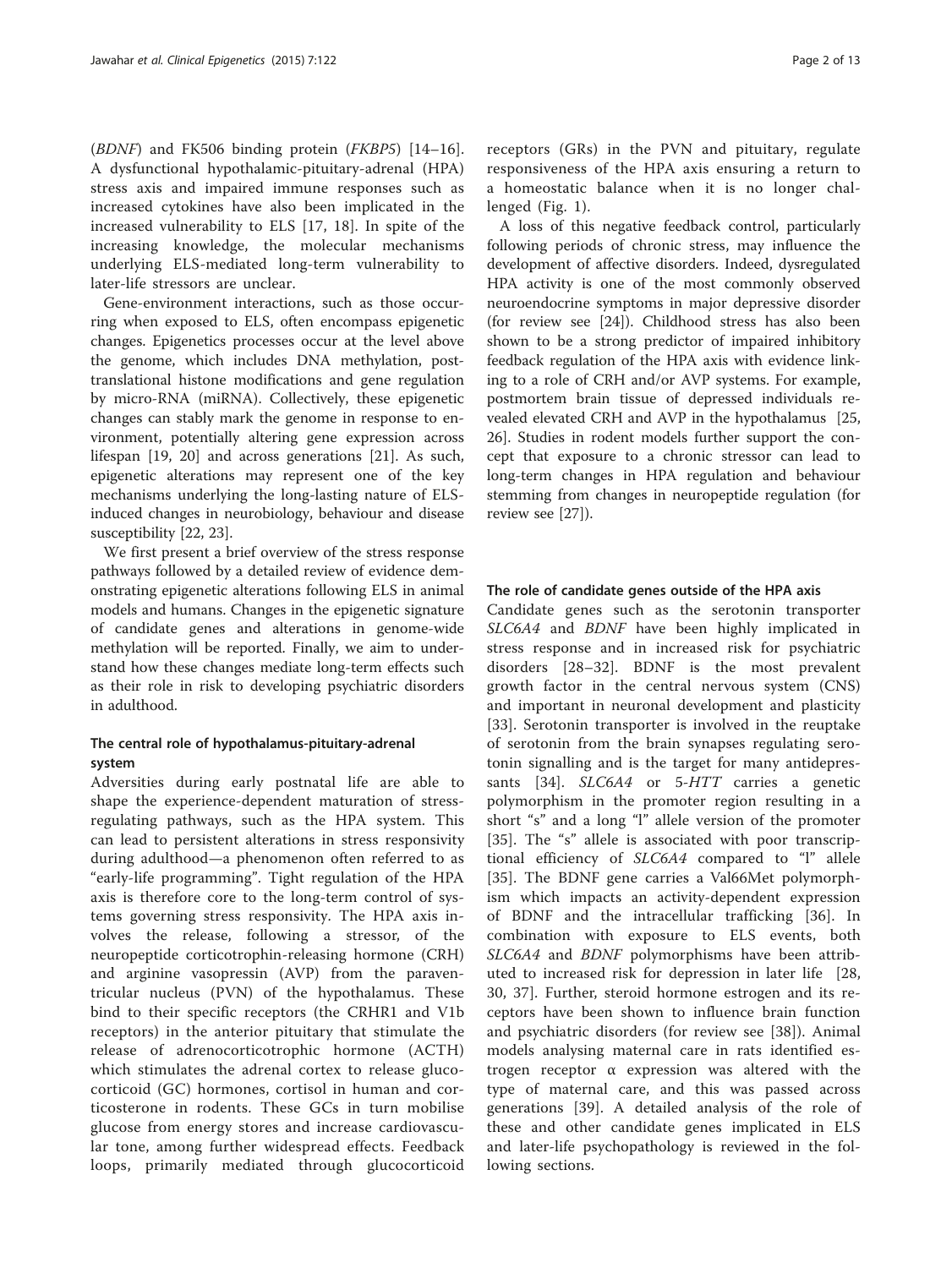(*BDNF*) and FK506 binding protein (*FKBP5*) [14–16]. A dysfunctional hypothalamic-pituitary-adrenal (HPA) stress axis and impaired immune responses such as increased cytokines have also been implicated in the increased vulnerability to ELS [17, 18]. In spite of the increasing knowledge, the molecular mechanisms underlying ELS-mediated long-term vulnerability to later-life stressors are unclear.

Gene-environment interactions, such as those occurring when exposed to ELS, often encompass epigenetic changes. Epigenetics processes occur at the level above the genome, which includes DNA methylation, post-translational histone modifications and gene regulation by micro-RNA (miRNA). Collectively, these epigenetic changes can stably mark the genome in response to environment, potentially altering gene expression across lifespan [19, 20] and across generations [21]. As such, epigenetic alterations may represent one of the key mechanisms underlying the long-lasting nature of ELS-induced changes in neurobiology, behaviour and disease susceptibility [22, 23].

We first present a brief overview of the stress response pathways followed by a detailed review of evidence demonstrating epigenetic alterations following ELS in animal models and humans. Changes in the epigenetic signature of candidate genes and alterations in genome-wide methylation will be reported. Finally, we aim to understand how these changes mediate long-term effects such as their role in risk to developing psychiatric disorders in adulthood.

## The central role of hypothalamus-pituitary-adrenal system

Adversities during early postnatal life are able to shape the experience-dependent maturation of stress-regulating pathways, such as the HPA system. This can lead to persistent alterations in stress responsivity during adulthood—a phenomenon often referred to as "early-life programming". Tight regulation of the HPA axis is therefore core to the long-term control of systems governing stress responsivity. The HPA axis involves the release, following a stressor, of the neuropeptide corticotrophin-releasing hormone (CRH) and arginine vasopressin (AVP) from the paraventricular nucleus (PVN) of the hypothalamus. These bind to their specific receptors (the CRHR1 and V1b receptors) in the anterior pituitary that stimulate the release of adrenocorticotrophic hormone (ACTH) which stimulates the adrenal cortex to release glucocorticoid (GC) hormones, cortisol in human and corticosterone in rodents. These GCs in turn mobilise glucose from energy stores and increase cardiovascular tone, among further widespread effects. Feedback loops, primarily mediated through glucocorticoid receptors (GRs) in the PVN and pituitary, regulate responsiveness of the HPA axis ensuring a return to a homeostatic balance when it is no longer challenged (Fig. 1).

A loss of this negative feedback control, particularly following periods of chronic stress, may influence the development of affective disorders. Indeed, dysregulated HPA activity is one of the most commonly observed neuroendocrine symptoms in major depressive disorder (for review see [24]). Childhood stress has also been shown to be a strong predictor of impaired inhibitory feedback regulation of the HPA axis with evidence linking to a role of CRH and/or AVP systems. For example, postmortem brain tissue of depressed individuals revealed elevated CRH and AVP in the hypothalamus [25, 26]. Studies in rodent models further support the concept that exposure to a chronic stressor can lead to long-term changes in HPA regulation and behaviour stemming from changes in neuropeptide regulation (for review see [27]).

## The role of candidate genes outside of the HPA axis

Candidate genes such as the serotonin transporter *SLC6A4* and *BDNF* have been highly implicated in stress response and in increased risk for psychiatric disorders [28–32]. BDNF is the most prevalent growth factor in the central nervous system (CNS) and important in neuronal development and plasticity [33]. Serotonin transporter is involved in the reuptake of serotonin from the brain synapses regulating serotonin signalling and is the target for many antidepressants [34]. *SLC6A4* or *5-HTT* carries a genetic polymorphism in the promoter region resulting in a short "s" and a long "l" allele version of the promoter [35]. The "s" allele is associated with poor transcriptional efficiency of *SLC6A4* compared to "l" allele [35]. The BDNF gene carries a Val66Met polymorphism which impacts an activity-dependent expression of BDNF and the intracellular trafficking [36]. In combination with exposure to ELS events, both *SLC6A4* and *BDNF* polymorphisms have been attributed to increased risk for depression in later life [28, 30, 37]. Further, steroid hormone estrogen and its receptors have been shown to influence brain function and psychiatric disorders (for review see [38]). Animal models analysing maternal care in rats identified estrogen receptor α expression was altered with the type of maternal care, and this was passed across generations [39]. A detailed analysis of the role of these and other candidate genes implicated in ELS and later-life psychopathology is reviewed in the following sections.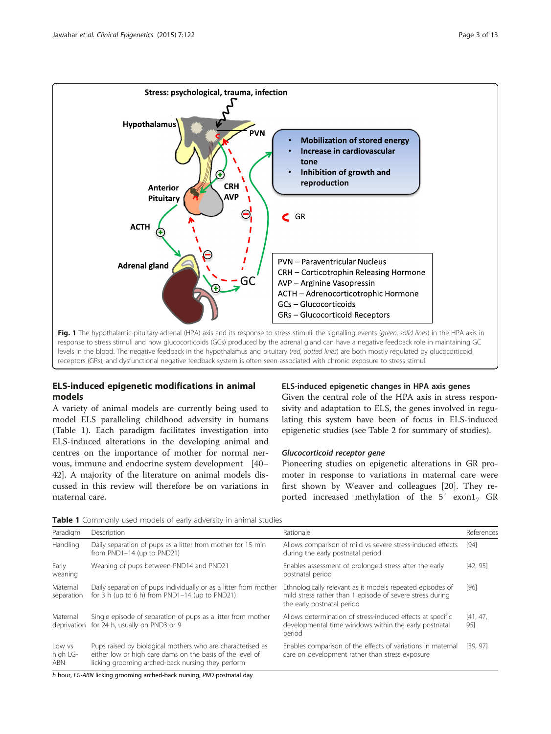Fig. 1 The hypothalamic-pituitary-adrenal (HPA) axis and its response to stress stimuli: the signalling events (*green*, *solid lines*) in the HPA axis in response to stress stimuli and how glucocorticoids (GCs) produced by the adrenal gland can have a negative feedback role in maintaining GC levels in the blood. The negative feedback in the hypothalamus and pituitary (*red*, *dotted lines*) are both mostly regulated by glucocorticoid receptors (GRs), and dysfunctional negative feedback system is often seen associated with chronic exposure to stress stimuli

## ELS-induced epigenetic modifications in animal models

A variety of animal models are currently being used to model ELS paralleling childhood adversity in humans (Table 1). Each paradigm facilitates investigation into ELS-induced alterations in the developing animal and centres on the importance of mother for normal nervous, immune and endocrine system development [40–42]. A majority of the literature on animal models discussed in this review will therefore be on variations in maternal care.

### ELS-induced epigenetic changes in HPA axis genes

Given the central role of the HPA axis in stress responsivity and adaptation to ELS, the genes involved in regulating this system have been of focus in ELS-induced epigenetic studies (see Table 2 for summary of studies).

#### *Glucocorticoid receptor gene*

Pioneering studies on epigenetic alterations in GR promoter in response to variations in maternal care were first shown by Weaver and colleagues [20]. They reported increased methylation of the 5′ exon$1_7$ GR

**Table 1** Commonly used models of early adversity in animal studies

| Paradigm | Description | Rationale | References |
|---|---|---|---|
| Handling | Daily separation of pups as a litter from mother for 15 min from PND1–14 (up to PND21) | Allows comparison of mild vs severe stress-induced effects during the early postnatal period | [94] |
| Early weaning | Weaning of pups between PND14 and PND21 | Enables assessment of prolonged stress after the early postnatal period | [42, 95] |
| Maternal separation | Daily separation of pups individually or as a litter from mother for 3 h (up to 6 h) from PND1–14 (up to PND21) | Ethnologically relevant as it models repeated episodes of mild stress rather than 1 episode of severe stress during the early postnatal period | [96] |
| Maternal deprivation | Single episode of separation of pups as a litter from mother for 24 h, usually on PND3 or 9 | Allows determination of stress-induced effects at specific developmental time windows within the early postnatal period | [41, 47, 95] |
| Low vs high LG-ABN | Pups raised by biological mothers who are characterised as either low or high care dams on the basis of the level of licking grooming arched-back nursing they perform | Enables comparison of the effects of variations in maternal care on development rather than stress exposure | [39, 97] |

*h* hour, *LG-ABN* licking grooming arched-back nursing, *PND* postnatal day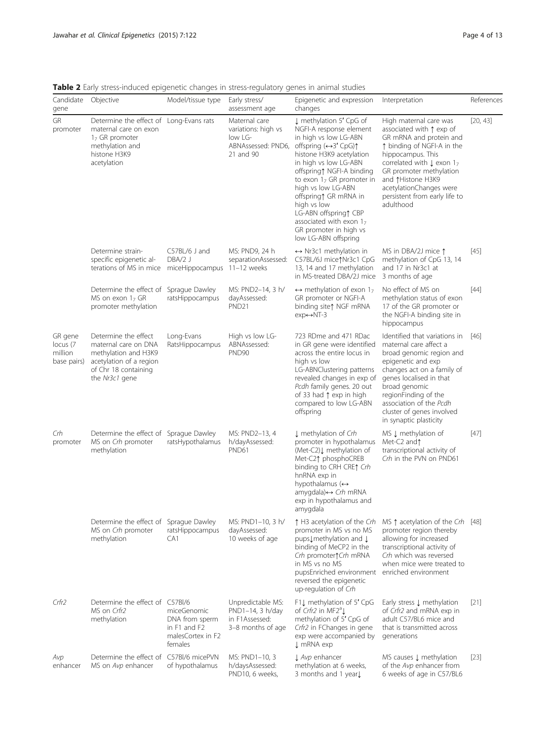**Table 2** Early stress-induced epigenetic changes in stress-regulatory genes in animal studies

| Candidate gene | Objective | Model/tissue type | Early stress/ assessment age | Epigenetic and expression changes | Interpretation | References |
|---|---|---|---|---|---|---|
| GR promoter | Determine the effect of maternal care on exon $1_7$ GR promoter methylation and histone H3K9 acetylation | Long-Evans rats | Maternal care variations: high vs low LG-ABNAssessed: PND6, 21 and 90 | ↓ methylation 5′ CpG of NGFI-A response element in high vs low LG-ABN offspring (↔3′ CpG)↑ histone H3K9 acetylation in high vs low LG-ABN offspring↑ NGFI-A binding to exon $1_7$ GR promoter in high vs low LG-ABN offspring↑ GR mRNA in high vs low LG-ABN offspring↑ CBP associated with exon $1_7$ GR promoter in high vs low LG-ABN offspring | High maternal care was associated with ↑ exp of GR mRNA and protein and ↑ binding of NGFI-A in the hippocampus. This correlated with ↓ exon $1_7$ GR promoter methylation and ↑Histone H3K9 acetylationChanges were persistent from early life to adulthood | [20, 43] |
| | Determine strain-specific epigenetic alterations of MS in mice | C57BL/6 J and DBA/2 J miceHippocampus | MS: PND9, 24 h separationAssessed: 11–12 weeks | ↔ Nr3c1 methylation in C57BL/6J mice↑Nr3c1 CpG 13, 14 and 17 methylation in MS-treated DBA/2J mice | MS in DBA/2J mice ↑ methylation of CpG 13, 14 and 17 in Nr3c1 at 3 months of age | [45] |
| | Determine the effect of MS on exon $1_7$ GR promoter methylation | Sprague Dawley ratsHippocampus | MS: PND2–14, 3 h/ dayAssessed: PND21 | ↔ methylation of exon $1_7$ GR promoter or NGFI-A binding site↑ NGF mRNA exp↔NT-3 | No effect of MS on methylation status of exon 17 of the GR promoter or the NGFI-A binding site in hippocampus | [44] |
| GR gene locus (7 million base pairs) | Determine the effect maternal care on DNA methylation and H3K9 acetylation of a region of Chr 18 containing the *Nr3c1* gene | Long-Evans RatsHippocampus | High vs low LG-ABNAssessed: PND90 | 723 RDme and 471 RDac in GR gene were identified across the entire locus in high vs low LG-ABNClustering patterns revealed changes in exp of *Pcdh* family genes. 20 out of 33 had ↑ exp in high compared to low LG-ABN offspring | Identified that variations in maternal care affect a broad genomic region and epigenetic and exp changes act on a family of genes localised in that broad genomic regionFinding of the association of the *Pcdh* cluster of genes involved in synaptic plasticity | [46] |
| *Crh* promoter | Determine the effect of MS on *Crh* promoter methylation | Sprague Dawley ratsHypothalamus | MS: PND2–13, 4 h/dayAssessed: PND61 | ↓ methylation of *Crh* promoter in hypothalamus (Met-C2)↓ methylation of Met-C2↑ phosphoCREB binding to CRH CRE↑ *Crh* hnRNA exp in hypothalamus (↔ amygdala)↔ *Crh* mRNA exp in hypothalamus and amygdala | MS ↓ methylation of Met-C2 and↑ transcriptional activity of *Crh* in the PVN on PND61 | [47] |
| | Determine the effect of MS on *Crh* promoter methylation | Sprague Dawley ratsHippocampus CA1 | MS: PND1–10, 3 h/ dayAssessed: 10 weeks of age | ↑ H3 acetylation of the *Crh* promoter in MS vs no MS pups↓methylation and ↓ binding of MeCP2 in the *Crh* promoter↑*Crh* mRNA in MS vs no MS pupsEnriched environment reversed the epigenetic up-regulation of *Crh* | MS ↑ acetylation of the *Crh* promoter region thereby allowing for increased transcriptional activity of *Crh* which was reversed when mice were treated to enriched environment | [48] |
| *Crfr2* | Determine the effect of MS on *Crfr2* methylation | C57Bl/6 miceGenomic DNA from sperm in F1 and F2 malesCortex in F2 females | Unpredictable MS: PND1–14, 3 h/day in F1Assessed: 3–8 months of age | F1↓ methylation of 5′ CpG of *Crfr2* in MF2[a]↓ methylation of 5′ CpG of *Crfr2* in FChanges in gene exp were accompanied by ↓ mRNA exp | Early stress ↓ methylation of *Crfr2* and mRNA exp in adult C57/BL6 mice and that is transmitted across generations | [21] |
| *Avp* enhancer | Determine the effect of MS on *Avp* enhancer | C57Bl/6 micePVN of hypothalamus | MS: PND1–10, 3 h/daysAssessed: PND10, 6 weeks, | ↓ *Avp* enhancer methylation at 6 weeks, 3 months and 1 year↓ | MS causes ↓ methylation of the *Avp* enhancer from 6 weeks of age in C57/BL6 | [23] |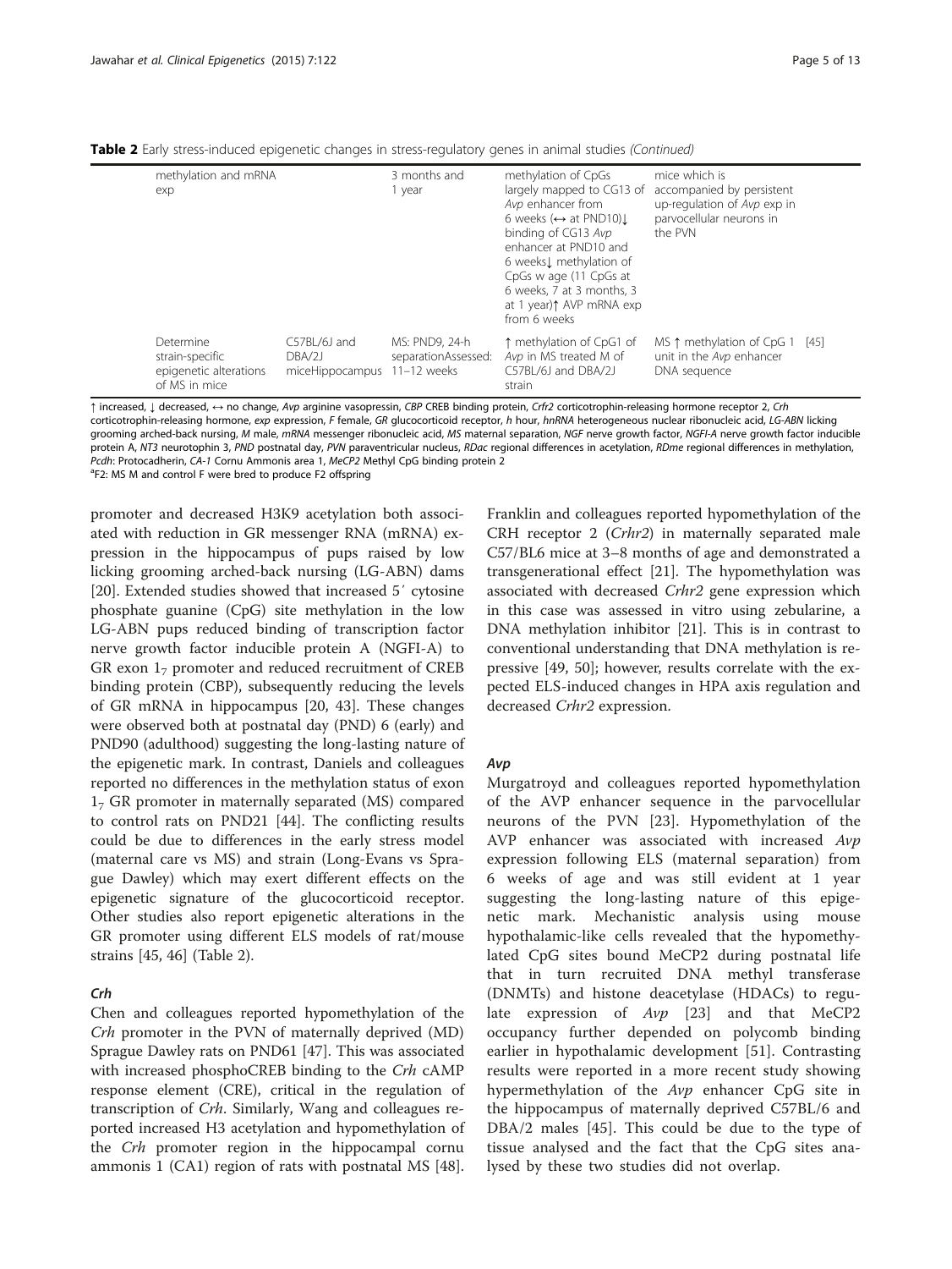**Table 2** Early stress-induced epigenetic changes in stress-regulatory genes in animal studies *(Continued)*

| | | | | | |
|---|---|---|---|---|---|
| methylation and mRNA exp | | 3 months and 1 year | methylation of CpGs largely mapped to CG13 of *Avp* enhancer from 6 weeks (↔ at PND10)↓ binding of CG13 *Avp* enhancer at PND10 and 6 weeks↓ methylation of CpGs w age (11 CpGs at 6 weeks, 7 at 3 months, 3 at 1 year)↑ AVP mRNA exp from 6 weeks | mice which is accompanied by persistent up-regulation of *Avp* exp in parvocellular neurons in the PVN | |
| Determine strain-specific epigenetic alterations of MS in mice | C57BL/6J and DBA/2J miceHippocampus | MS: PND9, 24-h separationAssessed: 11–12 weeks | ↑ methylation of CpG1 of *Avp* in MS treated M of C57BL/6J and DBA/2J strain | MS ↑ methylation of CpG 1 unit in the *Avp* enhancer DNA sequence | [45] |

↑ increased, ↓ decreased, ↔ no change, *Avp* arginine vasopressin, *CBP* CREB binding protein, *Crfr2* corticotrophin-releasing hormone receptor 2, *Crh* corticotrophin-releasing hormone, *exp* expression, *F* female, *GR* glucocorticoid receptor, *h* hour, *hnRNA* heterogeneous nuclear ribonucleic acid, *LG-ABN* licking grooming arched-back nursing, *M* male, *mRNA* messenger ribonucleic acid, *MS* maternal separation, *NGF* nerve growth factor, *NGFI-A* nerve growth factor inducible protein A, *NT3* neurotophin 3, *PND* postnatal day, *PVN* paraventricular nucleus, *RDac* regional differences in acetylation, *RDme* regional differences in methylation, *Pcdh*: Protocadherin, *CA-1* Cornu Ammonis area 1, *MeCP2* Methyl CpG binding protein 2

[a]F2: MS M and control F were bred to produce F2 offspring

promoter and decreased H3K9 acetylation both associated with reduction in GR messenger RNA (mRNA) expression in the hippocampus of pups raised by low licking grooming arched-back nursing (LG-ABN) dams [20]. Extended studies showed that increased 5′ cytosine phosphate guanine (CpG) site methylation in the low LG-ABN pups reduced binding of transcription factor nerve growth factor inducible protein A (NGFI-A) to GR exon $1_7$ promoter and reduced recruitment of CREB binding protein (CBP), subsequently reducing the levels of GR mRNA in hippocampus [20, 43]. These changes were observed both at postnatal day (PND) 6 (early) and PND90 (adulthood) suggesting the long-lasting nature of the epigenetic mark. In contrast, Daniels and colleagues reported no differences in the methylation status of exon $1_7$ GR promoter in maternally separated (MS) compared to control rats on PND21 [44]. The conflicting results could be due to differences in the early stress model (maternal care vs MS) and strain (Long-Evans vs Sprague Dawley) which may exert different effects on the epigenetic signature of the glucocorticoid receptor. Other studies also report epigenetic alterations in the GR promoter using different ELS models of rat/mouse strains [45, 46] (Table 2).

### *Crh*

Chen and colleagues reported hypomethylation of the *Crh* promoter in the PVN of maternally deprived (MD) Sprague Dawley rats on PND61 [47]. This was associated with increased phosphoCREB binding to the *Crh* cAMP response element (CRE), critical in the regulation of transcription of *Crh*. Similarly, Wang and colleagues reported increased H3 acetylation and hypomethylation of the *Crh* promoter region in the hippocampal cornu ammonis 1 (CA1) region of rats with postnatal MS [48]. Franklin and colleagues reported hypomethylation of the CRH receptor 2 (*Crhr2*) in maternally separated male C57/BL6 mice at 3–8 months of age and demonstrated a transgenerational effect [21]. The hypomethylation was associated with decreased *Crhr2* gene expression which in this case was assessed in vitro using zebularine, a DNA methylation inhibitor [21]. This is in contrast to conventional understanding that DNA methylation is repressive [49, 50]; however, results correlate with the expected ELS-induced changes in HPA axis regulation and decreased *Crhr2* expression.

### *Avp*

Murgatroyd and colleagues reported hypomethylation of the AVP enhancer sequence in the parvocellular neurons of the PVN [23]. Hypomethylation of the AVP enhancer was associated with increased *Avp* expression following ELS (maternal separation) from 6 weeks of age and was still evident at 1 year suggesting the long-lasting nature of this epigenetic mark. Mechanistic analysis using mouse hypothalamic-like cells revealed that the hypomethylated CpG sites bound MeCP2 during postnatal life that in turn recruited DNA methyl transferase (DNMTs) and histone deacetylase (HDACs) to regulate expression of *Avp* [23] and that MeCP2 occupancy further depended on polycomb binding earlier in hypothalamic development [51]. Contrasting results were reported in a more recent study showing hypermethylation of the *Avp* enhancer CpG site in the hippocampus of maternally deprived C57BL/6 and DBA/2 males [45]. This could be due to the type of tissue analysed and the fact that the CpG sites analysed by these two studies did not overlap.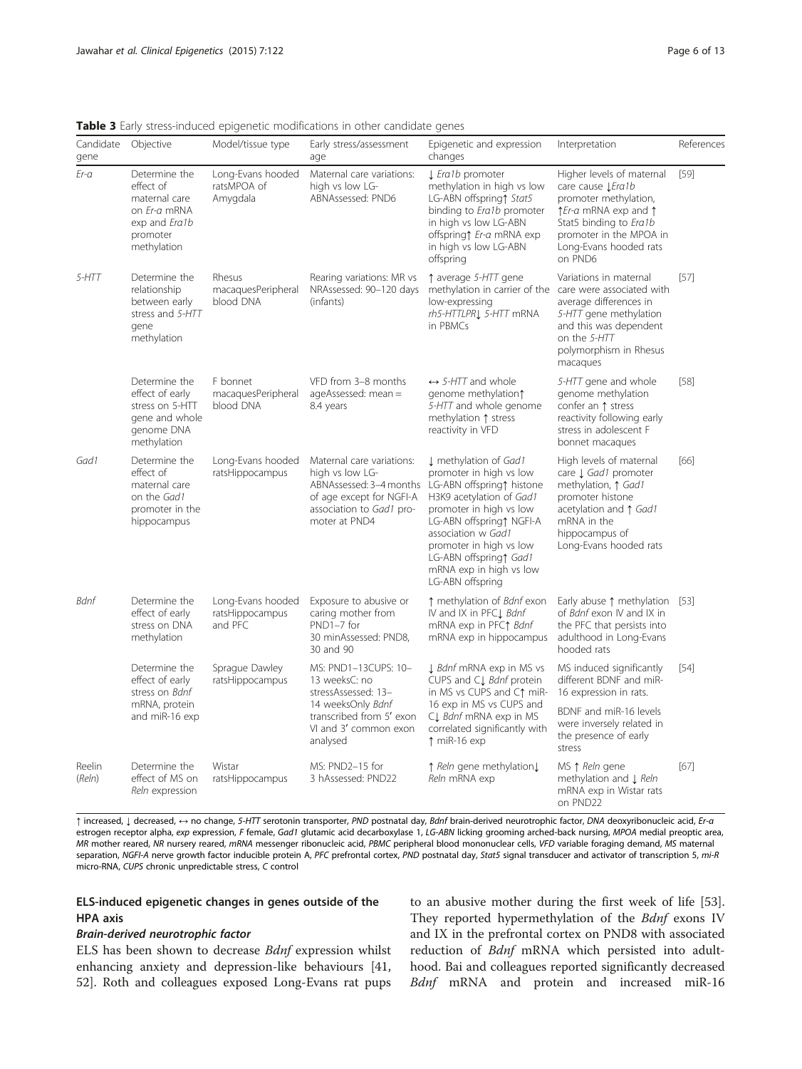**Table 3** Early stress-induced epigenetic modifications in other candidate genes

| Candidate gene | Objective | Model/tissue type | Early stress/assessment age | Epigenetic and expression changes | Interpretation | References |
|---|---|---|---|---|---|---|
| *Er-α* | Determine the effect of maternal care on *Er-α* mRNA exp and *Era1b* promoter methylation | Long-Evans hooded ratsMPOA of Amygdala | Maternal care variations: high vs low LG-ABNAssessed: PND6 | ↓ *Era1b* promoter methylation in high vs low LG-ABN offspring↑ *Stat5* binding to *Era1b* promoter in high vs low LG-ABN offspring↑ *Er-α* mRNA exp in high vs low LG-ABN offspring | Higher levels of maternal care cause ↓*Era1b* promoter methylation, ↑*Er-α* mRNA exp and ↑ Stat5 binding to *Era1b* promoter in the MPOA in Long-Evans hooded rats on PND6 | [59] |
| *5-HTT* | Determine the relationship between early stress and *5-HTT* gene methylation | Rhesus macaquesPeripheral blood DNA | Rearing variations: MR vs NRAssessed: 90–120 days (infants) | ↑ average *5-HTT* gene methylation in carrier of the low-expressing *rh5-HTTLPR*↓ *5-HTT* mRNA in PBMCs | Variations in maternal care were associated with average differences in *5-HTT* gene methylation and this was dependent on the *5-HTT* polymorphism in Rhesus macaques | [57] |
| | Determine the effect of early stress on 5-HTT gene and whole genome DNA methylation | F bonnet macaquesPeripheral blood DNA | VFD from 3–8 months ageAssessed: mean = 8.4 years | ↔ *5-HTT* and whole genome methylation↑ *5-HTT* and whole genome methylation ↑ stress reactivity in VFD | *5-HTT* gene and whole genome methylation confer an ↑ stress reactivity following early stress in adolescent F bonnet macaques | [58] |
| *Gad1* | Determine the effect of maternal care on the *Gad1* promoter in the hippocampus | Long-Evans hooded ratsHippocampus | Maternal care variations: high vs low LG-ABNAssessed: 3–4 months of age except for NGFI-A association to *Gad1* promoter at PND4 | ↓ methylation of *Gad1* promoter in high vs low LG-ABN offspring↑ histone H3K9 acetylation of *Gad1* promoter in high vs low LG-ABN offspring↑ NGFI-A association w *Gad1* promoter in high vs low LG-ABN offspring↑ *Gad1* mRNA exp in high vs low LG-ABN offspring | High levels of maternal care ↓ *Gad1* promoter methylation, ↑ *Gad1* promoter histone acetylation and ↑ *Gad1* mRNA in the hippocampus of Long-Evans hooded rats | [66] |
| *Bdnf* | Determine the effect of early stress on DNA methylation | Long-Evans hooded ratsHippocampus and PFC | Exposure to abusive or caring mother from PND1–7 for 30 minAssessed: PND8, 30 and 90 | ↑ methylation of *Bdnf* exon IV and IX in PFC↓ *Bdnf* mRNA exp in PFC↑ *Bdnf* mRNA exp in hippocampus | Early abuse ↑ methylation of *Bdnf* exon IV and IX in the PFC that persists into adulthood in Long-Evans hooded rats | [53] |
| | Determine the effect of early stress on *Bdnf* mRNA, protein and miR-16 exp | Sprague Dawley ratsHippocampus | MS: PND1–13CUPS: 10–13 weeksC: no stressAssessed: 13–14 weeksOnly *Bdnf* transcribed from 5′ exon VI and 3′ common exon analysed | ↓ *Bdnf* mRNA exp in MS vs CUPS and C↓ *Bdnf* protein in MS vs CUPS and C↑ miR-16 exp in MS vs CUPS and C↓ *Bdnf* mRNA exp in MS correlated significantly with ↑ miR-16 exp | MS induced significantly different BDNF and miR-16 expression in rats. BDNF and miR-16 levels were inversely related in the presence of early stress | [54] |
| Reelin (*Reln*) | Determine the effect of MS on *Reln* expression | Wistar ratsHippocampus | MS: PND2–15 for 3 hAssessed: PND22 | ↑ *Reln* gene methylation↓ *Reln* mRNA exp | MS ↑ *Reln* gene methylation and ↓ *Reln* mRNA exp in Wistar rats on PND22 | [67] |

↑ increased, ↓ decreased, ↔ no change, *5-HTT* serotonin transporter, *PND* postnatal day, *Bdnf* brain-derived neurotrophic factor, *DNA* deoxyribonucleic acid, *Er-α* estrogen receptor alpha, *exp* expression, *F* female, *Gad1* glutamic acid decarboxylase 1, *LG-ABN* licking grooming arched-back nursing, *MPOA* medial preoptic area, *MR* mother reared, *NR* nursery reared, *mRNA* messenger ribonucleic acid, *PBMC* peripheral blood mononuclear cells, *VFD* variable foraging demand, *MS* maternal separation, *NGFI-A* nerve growth factor inducible protein A, *PFC* prefrontal cortex, *PND* postnatal day, *Stat5* signal transducer and activator of transcription 5, *mi-R* micro-RNA, *CUPS* chronic unpredictable stress, *C* control

## ELS-induced epigenetic changes in genes outside of the HPA axis

### *Brain-derived neurotrophic factor*

ELS has been shown to decrease *Bdnf* expression whilst enhancing anxiety and depression-like behaviours [41, 52]. Roth and colleagues exposed Long-Evans rat pups to an abusive mother during the first week of life [53]. They reported hypermethylation of the *Bdnf* exons IV and IX in the prefrontal cortex on PND8 with associated reduction of *Bdnf* mRNA which persisted into adulthood. Bai and colleagues reported significantly decreased *Bdnf* mRNA and protein and increased miR-16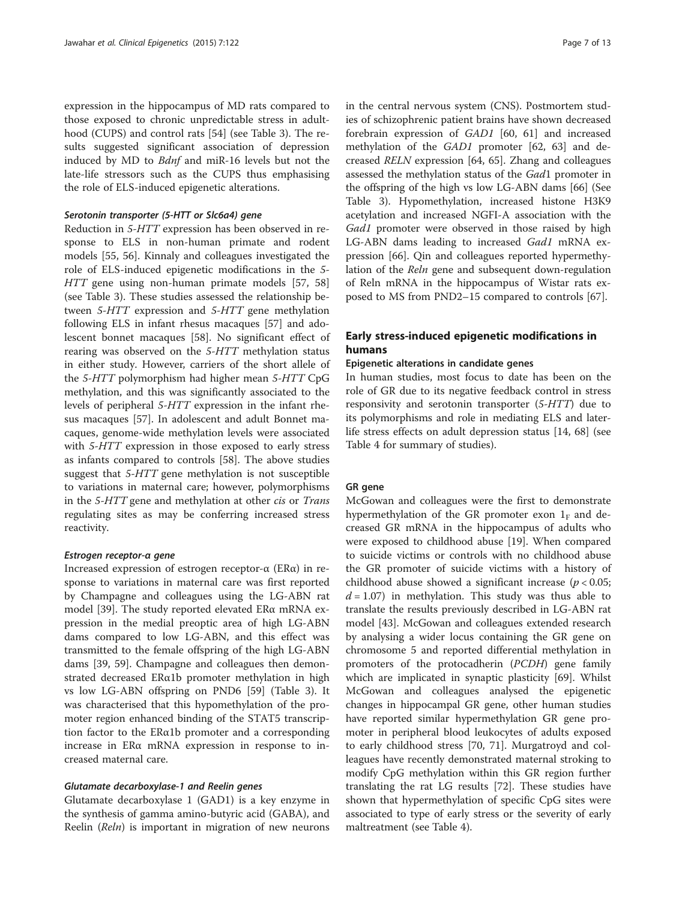expression in the hippocampus of MD rats compared to those exposed to chronic unpredictable stress in adulthood (CUPS) and control rats [54] (see Table 3). The results suggested significant association of depression induced by MD to *Bdnf* and miR-16 levels but not the late-life stressors such as the CUPS thus emphasising the role of ELS-induced epigenetic alterations.

#### *Serotonin transporter (5-HTT or Slc6a4) gene*

Reduction in *5-HTT* expression has been observed in response to ELS in non-human primate and rodent models [55, 56]. Kinnaly and colleagues investigated the role of ELS-induced epigenetic modifications in the *5-HTT* gene using non-human primate models [57, 58] (see Table 3). These studies assessed the relationship between *5-HTT* expression and *5-HTT* gene methylation following ELS in infant rhesus macaques [57] and adolescent bonnet macaques [58]. No significant effect of rearing was observed on the *5-HTT* methylation status in either study. However, carriers of the short allele of the *5-HTT* polymorphism had higher mean *5-HTT* CpG methylation, and this was significantly associated to the levels of peripheral *5-HTT* expression in the infant rhesus macaques [57]. In adolescent and adult Bonnet macaques, genome-wide methylation levels were associated with *5-HTT* expression in those exposed to early stress as infants compared to controls [58]. The above studies suggest that *5-HTT* gene methylation is not susceptible to variations in maternal care; however, polymorphisms in the *5-HTT* gene and methylation at other *cis* or *Trans* regulating sites as may be conferring increased stress reactivity.

#### *Estrogen receptor-α gene*

Increased expression of estrogen receptor-α (ERα) in response to variations in maternal care was first reported by Champagne and colleagues using the LG-ABN rat model [39]. The study reported elevated ERα mRNA expression in the medial preoptic area of high LG-ABN dams compared to low LG-ABN, and this effect was transmitted to the female offspring of the high LG-ABN dams [39, 59]. Champagne and colleagues then demonstrated decreased ERα1b promoter methylation in high vs low LG-ABN offspring on PND6 [59] (Table 3). It was characterised that this hypomethylation of the promoter region enhanced binding of the STAT5 transcription factor to the ERα1b promoter and a corresponding increase in ERα mRNA expression in response to increased maternal care.

#### *Glutamate decarboxylase-1 and Reelin genes*

Glutamate decarboxylase 1 (GAD1) is a key enzyme in the synthesis of gamma amino-butyric acid (GABA), and Reelin (*Reln*) is important in migration of new neurons in the central nervous system (CNS). Postmortem studies of schizophrenic patient brains have shown decreased forebrain expression of *GAD1* [60, 61] and increased methylation of the *GAD1* promoter [62, 63] and decreased *RELN* expression [64, 65]. Zhang and colleagues assessed the methylation status of the *Gad*1 promoter in the offspring of the high vs low LG-ABN dams [66] (See Table 3). Hypomethylation, increased histone H3K9 acetylation and increased NGFI-A association with the *Gad1* promoter were observed in those raised by high LG-ABN dams leading to increased *Gad1* mRNA expression [66]. Qin and colleagues reported hypermethylation of the *Reln* gene and subsequent down-regulation of Reln mRNA in the hippocampus of Wistar rats exposed to MS from PND2–15 compared to controls [67].

## Early stress-induced epigenetic modifications in humans

### Epigenetic alterations in candidate genes

In human studies, most focus to date has been on the role of GR due to its negative feedback control in stress responsivity and serotonin transporter (*5-HTT*) due to its polymorphisms and role in mediating ELS and later-life stress effects on adult depression status [14, 68] (see Table 4 for summary of studies).

#### GR gene

McGowan and colleagues were the first to demonstrate hypermethylation of the GR promoter exon $1_F$ and decreased GR mRNA in the hippocampus of adults who were exposed to childhood abuse [19]. When compared to suicide victims or controls with no childhood abuse the GR promoter of suicide victims with a history of childhood abuse showed a significant increase ($p < 0.05$; $d = 1.07$) in methylation. This study was thus able to translate the results previously described in LG-ABN rat model [43]. McGowan and colleagues extended research by analysing a wider locus containing the GR gene on chromosome 5 and reported differential methylation in promoters of the protocadherin (*PCDH*) gene family which are implicated in synaptic plasticity [69]. Whilst McGowan and colleagues analysed the epigenetic changes in hippocampal GR gene, other human studies have reported similar hypermethylation GR gene promoter in peripheral blood leukocytes of adults exposed to early childhood stress [70, 71]. Murgatroyd and colleagues have recently demonstrated maternal stroking to modify CpG methylation within this GR region further translating the rat LG results [72]. These studies have shown that hypermethylation of specific CpG sites were associated to type of early stress or the severity of early maltreatment (see Table 4).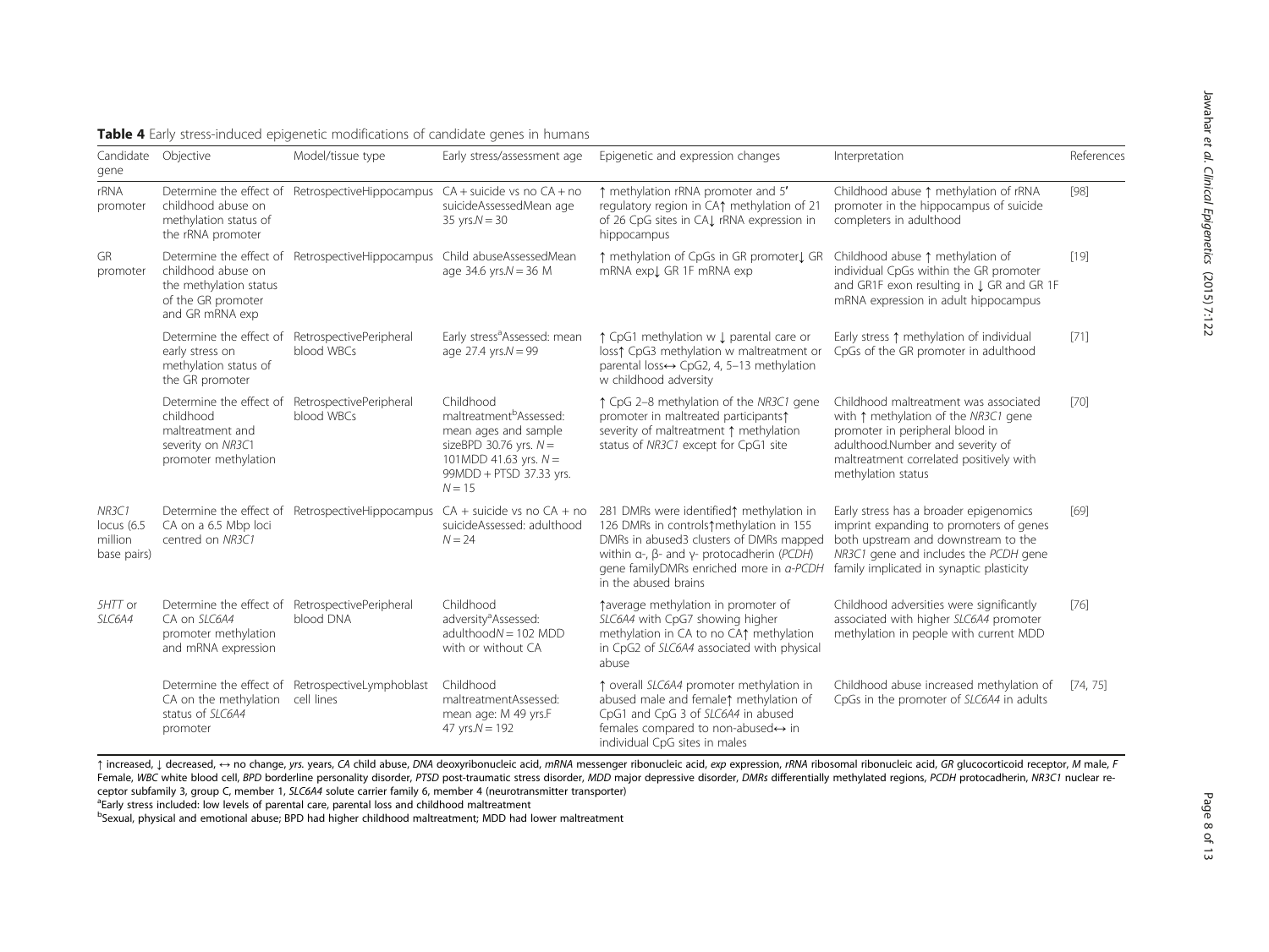**Table 4** Early stress-induced epigenetic modifications of candidate genes in humans

| Candidate gene | Objective | Model/tissue type | Early stress/assessment age | Epigenetic and expression changes | Interpretation | References |
|---|---|---|---|---|---|---|
| rRNA promoter | Determine the effect of childhood abuse on methylation status of the rRNA promoter | Retrospective<br>Hippocampus | CA + suicide vs no CA + no suicide<br>Assessed<br>Mean age 35 yrs.<br>$N = 30$ | ↑ methylation rRNA promoter and 5′ regulatory region in CA<br>↑ methylation of 21 of 26 CpG sites in CA<br>↓ rRNA expression in hippocampus | Childhood abuse ↑ methylation of rRNA promoter in the hippocampus of suicide completers in adulthood | [98] |
| GR promoter | Determine the effect of childhood abuse on the methylation status of the GR promoter and GR mRNA exp | Retrospective<br>Hippocampus | Child abuse<br>Assessed<br>Mean age 34.6 yrs.<br>$N = 36$ M | ↑ methylation of CpGs in GR promoter<br>↓ GR mRNA exp<br>↓ GR 1F mRNA exp | Childhood abuse ↑ methylation of individual CpGs within the GR promoter and GR1F exon resulting in ↓ GR and GR 1F mRNA expression in adult hippocampus | [19] |
| | Determine the effect of early stress on methylation status of the GR promoter | Retrospective<br>Peripheral blood WBCs | Early stress[a]<br>Assessed: mean age 27.4 yrs.<br>$N = 99$ | ↑ CpG1 methylation w ↓ parental care or loss<br>↑ CpG3 methylation w maltreatment or parental loss<br>↔ CpG2, 4, 5–13 methylation w childhood adversity | Early stress ↑ methylation of individual CpGs of the GR promoter in adulthood | [71] |
| | Determine the effect of childhood maltreatment and severity on *NR3C1* promoter methylation | Retrospective<br>Peripheral blood WBCs | Childhood maltreatment[b]<br>Assessed: mean ages and sample size<br>BPD 30.76 yrs. $N = 101$<br>MDD 41.63 yrs. $N = 99$<br>MDD + PTSD 37.33 yrs. $N = 15$ | ↑ CpG 2–8 methylation of the *NR3C1* gene promoter in maltreated participants<br>↑ severity of maltreatment ↑ methylation status of *NR3C1* except for CpG1 site | Childhood maltreatment was associated with ↑ methylation of the *NR3C1* gene promoter in peripheral blood in adulthood.<br>Number and severity of maltreatment correlated positively with methylation status | [70] |
| *NR3C1* locus (6.5 million base pairs) | Determine the effect of CA on a 6.5 Mbp loci centred on *NR3C1* | Retrospective<br>Hippocampus | CA + suicide vs no CA + no suicide<br>Assessed: adulthood<br>$N = 24$ | 281 DMRs were identified<br>↑ methylation in 126 DMRs in controls<br>↑ methylation in 155 DMRs in abused<br>3 clusters of DMRs mapped within α-, β- and γ- protocadherin (*PCDH*) gene family<br>DMRs enriched more in *α-PCDH* in the abused brains | Early stress has a broader epigenomics imprint expanding to promoters of genes both upstream and downstream to the *NR3C1* gene and includes the *PCDH* gene family implicated in synaptic plasticity | [69] |
| *5HTT* or *SLC6A4* | Determine the effect of CA on *SLC6A4* promoter methylation and mRNA expression | Retrospective<br>Peripheral blood DNA | Childhood adversity[a]<br>Assessed: adulthood<br>$N = 102$ MDD with or without CA | ↑average methylation in promoter of *SLC6A4* with CpG7 showing higher methylation in CA to no CA<br>↑ methylation in CpG2 of *SLC6A4* associated with physical abuse | Childhood adversities were significantly associated with higher *SLC6A4* promoter methylation in people with current MDD | [76] |
| | Determine the effect of CA on the methylation status of *SLC6A4* promoter | Retrospective<br>Lymphoblast cell lines | Childhood maltreatment<br>Assessed: mean age: M 49 yrs.<br>F 47 yrs.<br>$N = 192$ | ↑ overall *SLC6A4* promoter methylation in abused male and female<br>↑ methylation of CpG1 and CpG 3 of *SLC6A4* in abused females compared to non-abused<br>↔ in individual CpG sites in males | Childhood abuse increased methylation of CpGs in the promoter of *SLC6A4* in adults | [74, 75] |

↑ increased, ↓ decreased, ↔ no change, *yrs.* years, *CA* child abuse, *DNA* deoxyribonucleic acid, *mRNA* messenger ribonucleic acid, *exp* expression, *rRNA* ribosomal ribonucleic acid, *GR* glucocorticoid receptor, *M* male, *F* Female, *WBC* white blood cell, *BPD* borderline personality disorder, *PTSD* post-traumatic stress disorder, *MDD* major depressive disorder, *DMRs* differentially methylated regions, *PCDH* protocadherin, *NR3C1* nuclear receptor subfamily 3, group C, member 1, *SLC6A4* solute carrier family 6, member 4 (neurotransmitter transporter)

[a]Early stress included: low levels of parental care, parental loss and childhood maltreatment

[b]Sexual, physical and emotional abuse; BPD had higher childhood maltreatment; MDD had lower maltreatment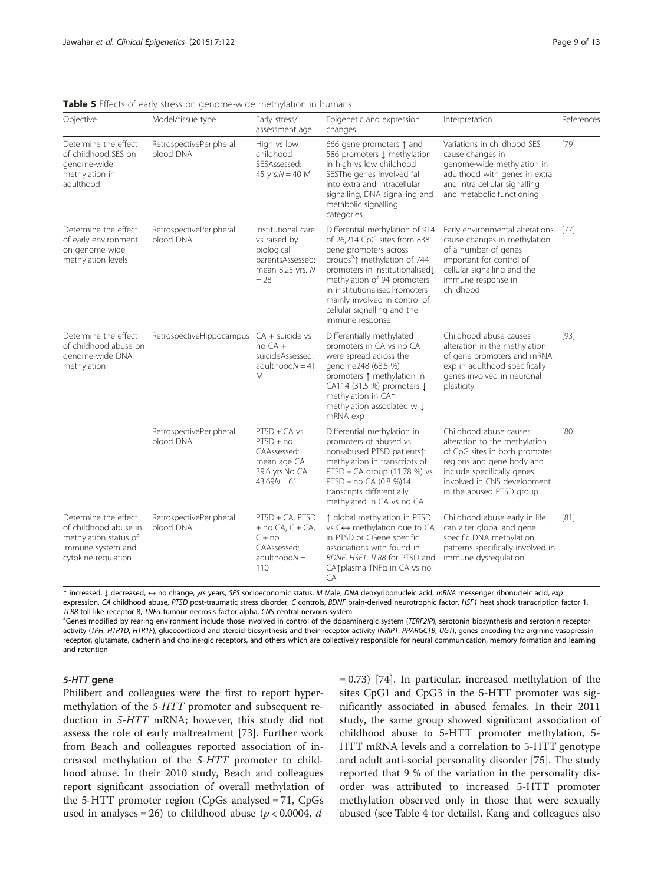**Table 5** Effects of early stress on genome-wide methylation in humans

| Objective | Model/tissue type | Early stress/ assessment age | Epigenetic and expression changes | Interpretation | References |
|---|---|---|---|---|---|
| Determine the effect of childhood SES on genome-wide methylation in adulthood | RetrospectivePeripheral blood DNA | High vs low childhood SESAssessed: 45 yrs.$N = 40$ M | 666 gene promoters ↑ and 586 promoters ↓ methylation in high vs low childhood SESThe genes involved fall into extra and intracellular signalling, DNA signalling and metabolic signalling categories. | Variations in childhood SES cause changes in genome-wide methylation in adulthood with genes in extra and intra cellular signalling and metabolic functioning | [79] |
| Determine the effect of early environment on genome-wide methylation levels | RetrospectivePeripheral blood DNA | Institutional care vs raised by biological parentsAssessed: mean 8.25 yrs. $N = 28$ | Differential methylation of 914 of 26,214 CpG sites from 838 gene promoters across groups[a]↑ methylation of 744 promoters in institutionalised↓ methylation of 94 promoters in institutionalisedPromoters mainly involved in control of cellular signalling and the immune response | Early environmental alterations cause changes in methylation of a number of genes important for control of cellular signalling and the immune response in childhood | [77] |
| Determine the effect of childhood abuse on genome-wide DNA methylation | RetrospectiveHippocampus | CA + suicide vs no CA + suicideAssessed: adulthood$N = 41$ M | Differentially methylated promoters in CA vs no CA were spread across the genome248 (68.5 %) promoters ↑ methylation in CA114 (31.5 %) promoters ↓ methylation in CA↑ methylation associated w ↓ mRNA exp | Childhood abuse causes alteration in the methylation of gene promoters and mRNA exp in adulthood specifically genes involved in neuronal plasticity | [93] |
| | RetrospectivePeripheral blood DNA | PTSD + CA vs PTSD + no CAAssessed: mean age CA = 39.6 yrs.No CA = 43.69$N = 61$ | Differential methylation in promoters of abused vs non-abused PTSD patients↑ methylation in transcripts of PTSD + CA group (11.78 %) vs PTSD + no CA (0.8 %)14 transcripts differentially methylated in CA vs no CA | Childhood abuse causes alteration to the methylation of CpG sites in both promoter regions and gene body and include specifically genes involved in CNS development in the abused PTSD group | [80] |
| Determine the effect of childhood abuse in methylation status of immune system and cytokine regulation | RetrospectivePeripheral blood DNA | PTSD + CA, PTSD + no CA, C + CA, C + no CAAssessed: adulthood$N = 110$ | ↑ global methylation in PTSD vs C↔ methylation due to CA in PTSD or CGene specific associations with found in BDNF, HSF1, TLR8 for PTSD and CA↑plasma TNFα in CA vs no CA | Childhood abuse early in life can alter global and gene specific DNA methylation patterns specifically involved in immune dysregulation | [81] |

↑ increased, ↓ decreased, ↔ no change, *yrs* years, *SES* socioeconomic status, *M* Male, *DNA* deoxyribonucleic acid, *mRNA* messenger ribonucleic acid, *exp* expression, *CA* childhood abuse, *PTSD* post-traumatic stress disorder, *C* controls, *BDNF* brain-derived neurotrophic factor, *HSF1* heat shock transcription factor 1, *TLR8* toll-like receptor 8, *TNFα* tumour necrosis factor alpha, *CNS* central nervous system

[a]Genes modified by rearing environment include those involved in control of the dopaminergic system (*TERF2IP*), serotonin biosynthesis and serotonin receptor activity (*TPH*, *HTR1D*, *HTR1F*), glucocorticoid and steroid biosynthesis and their receptor activity (*NRIP1*, *PPARGC1B*, *UGT*), genes encoding the arginine vasopressin receptor, glutamate, cadherin and cholinergic receptors, and others which are collectively responsible for neural communication, memory formation and learning and retention

#### *5-HTT* gene

Philibert and colleagues were the first to report hypermethylation of the *5-HTT* promoter and subsequent reduction in *5-HTT* mRNA; however, this study did not assess the role of early maltreatment [73]. Further work from Beach and colleagues reported association of increased methylation of the *5-HTT* promoter to childhood abuse. In their 2010 study, Beach and colleagues report significant association of overall methylation of the 5-HTT promoter region (CpGs analysed = 71, CpGs used in analyses = 26) to childhood abuse ($p < 0.0004$, $d = 0.73$) [74]. In particular, increased methylation of the sites CpG1 and CpG3 in the 5-HTT promoter was significantly associated in abused females. In their 2011 study, the same group showed significant association of childhood abuse to 5-HTT promoter methylation, 5-HTT mRNA levels and a correlation to 5-HTT genotype and adult anti-social personality disorder [75]. The study reported that 9 % of the variation in the personality disorder was attributed to increased 5-HTT promoter methylation observed only in those that were sexually abused (see Table 4 for details). Kang and colleagues also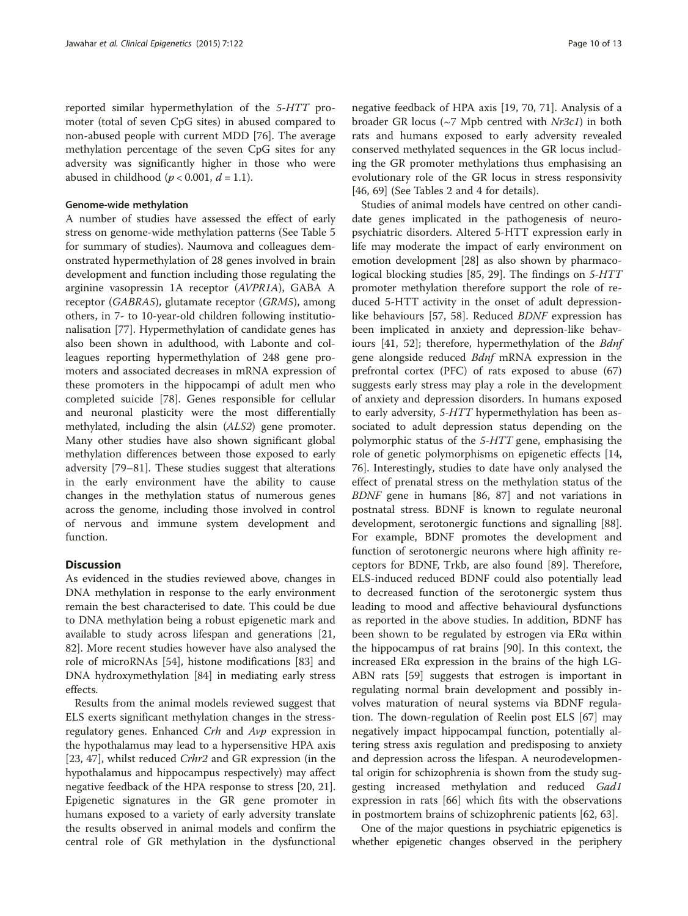reported similar hypermethylation of the *5-HTT* promoter (total of seven CpG sites) in abused compared to non-abused people with current MDD [76]. The average methylation percentage of the seven CpG sites for any adversity was significantly higher in those who were abused in childhood ($p < 0.001$, $d = 1.1$).

#### Genome-wide methylation

A number of studies have assessed the effect of early stress on genome-wide methylation patterns (See Table 5 for summary of studies). Naumova and colleagues demonstrated hypermethylation of 28 genes involved in brain development and function including those regulating the arginine vasopressin 1A receptor (*AVPR1A*), GABA A receptor (*GABRA5*), glutamate receptor (*GRM5*), among others, in 7- to 10-year-old children following institutionalisation [77]. Hypermethylation of candidate genes has also been shown in adulthood, with Labonte and colleagues reporting hypermethylation of 248 gene promoters and associated decreases in mRNA expression of these promoters in the hippocampi of adult men who completed suicide [78]. Genes responsible for cellular and neuronal plasticity were the most differentially methylated, including the alsin (*ALS2*) gene promoter. Many other studies have also shown significant global methylation differences between those exposed to early adversity [79–81]. These studies suggest that alterations in the early environment have the ability to cause changes in the methylation status of numerous genes across the genome, including those involved in control of nervous and immune system development and function.

## Discussion

As evidenced in the studies reviewed above, changes in DNA methylation in response to the early environment remain the best characterised to date. This could be due to DNA methylation being a robust epigenetic mark and available to study across lifespan and generations [21, 82]. More recent studies however have also analysed the role of microRNAs [54], histone modifications [83] and DNA hydroxymethylation [84] in mediating early stress effects.

Results from the animal models reviewed suggest that ELS exerts significant methylation changes in the stress-regulatory genes. Enhanced *Crh* and *Avp* expression in the hypothalamus may lead to a hypersensitive HPA axis [23, 47], whilst reduced *Crhr2* and GR expression (in the hypothalamus and hippocampus respectively) may affect negative feedback of the HPA response to stress [20, 21]. Epigenetic signatures in the GR gene promoter in humans exposed to a variety of early adversity translate the results observed in animal models and confirm the central role of GR methylation in the dysfunctional negative feedback of HPA axis [19, 70, 71]. Analysis of a broader GR locus (~7 Mpb centred with *Nr3c1*) in both rats and humans exposed to early adversity revealed conserved methylated sequences in the GR locus including the GR promoter methylations thus emphasising an evolutionary role of the GR locus in stress responsivity [46, 69] (See Tables 2 and 4 for details).

Studies of animal models have centred on other candidate genes implicated in the pathogenesis of neuropsychiatric disorders. Altered 5-HTT expression early in life may moderate the impact of early environment on emotion development [28] as also shown by pharmacological blocking studies [85, 29]. The findings on *5-HTT* promoter methylation therefore support the role of reduced 5-HTT activity in the onset of adult depression-like behaviours [57, 58]. Reduced *BDNF* expression has been implicated in anxiety and depression-like behaviours [41, 52]; therefore, hypermethylation of the *Bdnf* gene alongside reduced *Bdnf* mRNA expression in the prefrontal cortex (PFC) of rats exposed to abuse (67) suggests early stress may play a role in the development of anxiety and depression disorders. In humans exposed to early adversity, *5-HTT* hypermethylation has been associated to adult depression status depending on the polymorphic status of the *5-HTT* gene, emphasising the role of genetic polymorphisms on epigenetic effects [14, 76]. Interestingly, studies to date have only analysed the effect of prenatal stress on the methylation status of the *BDNF* gene in humans [86, 87] and not variations in postnatal stress. BDNF is known to regulate neuronal development, serotonergic functions and signalling [88]. For example, BDNF promotes the development and function of serotonergic neurons where high affinity receptors for BDNF, Trkb, are also found [89]. Therefore, ELS-induced reduced BDNF could also potentially lead to decreased function of the serotonergic system thus leading to mood and affective behavioural dysfunctions as reported in the above studies. In addition, BDNF has been shown to be regulated by estrogen via ERα within the hippocampus of rat brains [90]. In this context, the increased ERα expression in the brains of the high LG-ABN rats [59] suggests that estrogen is important in regulating normal brain development and possibly involves maturation of neural systems via BDNF regulation. The down-regulation of Reelin post ELS [67] may negatively impact hippocampal function, potentially altering stress axis regulation and predisposing to anxiety and depression across the lifespan. A neurodevelopmental origin for schizophrenia is shown from the study suggesting increased methylation and reduced *Gad1* expression in rats [66] which fits with the observations in postmortem brains of schizophrenic patients [62, 63].

One of the major questions in psychiatric epigenetics is whether epigenetic changes observed in the periphery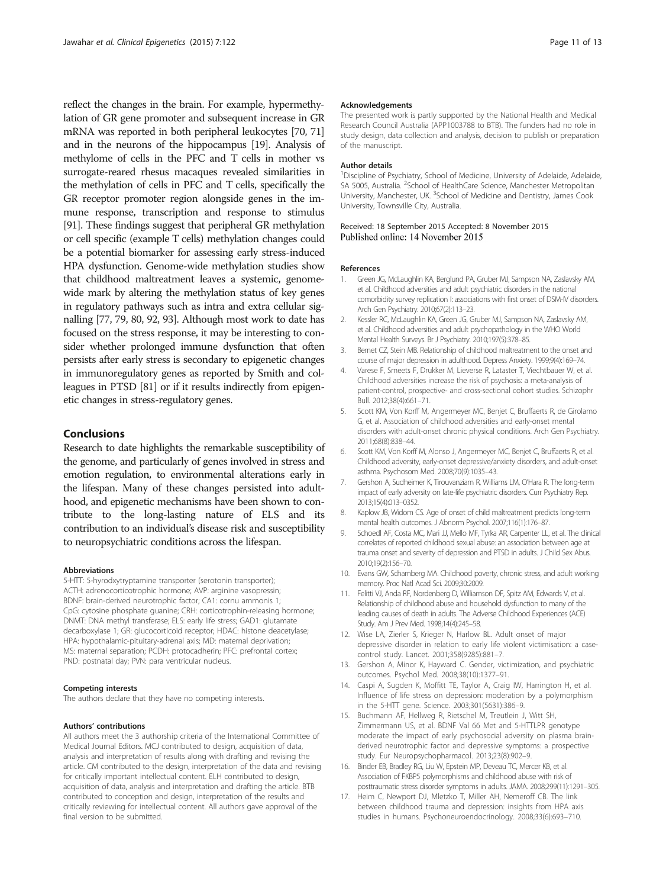reflect the changes in the brain. For example, hypermethylation of GR gene promoter and subsequent increase in GR mRNA was reported in both peripheral leukocytes [70, 71] and in the neurons of the hippocampus [19]. Analysis of methylome of cells in the PFC and T cells in mother vs surrogate-reared rhesus macaques revealed similarities in the methylation of cells in PFC and T cells, specifically the GR receptor promoter region alongside genes in the immune response, transcription and response to stimulus [91]. These findings suggest that peripheral GR methylation or cell specific (example T cells) methylation changes could be a potential biomarker for assessing early stress-induced HPA dysfunction. Genome-wide methylation studies show that childhood maltreatment leaves a systemic, genome-wide mark by altering the methylation status of key genes in regulatory pathways such as intra and extra cellular signalling [77, 79, 80, 92, 93]. Although most work to date has focused on the stress response, it may be interesting to consider whether prolonged immune dysfunction that often persists after early stress is secondary to epigenetic changes in immunoregulatory genes as reported by Smith and colleagues in PTSD [81] or if it results indirectly from epigenetic changes in stress-regulatory genes.

## Conclusions

Research to date highlights the remarkable susceptibility of the genome, and particularly of genes involved in stress and emotion regulation, to environmental alterations early in the lifespan. Many of these changes persisted into adulthood, and epigenetic mechanisms have been shown to contribute to the long-lasting nature of ELS and its contribution to an individual's disease risk and susceptibility to neuropsychiatric conditions across the lifespan.

#### Abbreviations

5-HTT: 5-hyrodxytryptamine transporter (serotonin transporter); ACTH: adrenocorticotrophic hormone; AVP: arginine vasopressin; BDNF: brain-derived neurotrophic factor; CA1: cornu ammonis 1; CpG: cytosine phosphate guanine; CRH: corticotrophin-releasing hormone; DNMT: DNA methyl transferase; ELS: early life stress; GAD1: glutamate decarboxylase 1; GR: glucocorticoid receptor; HDAC: histone deacetylase; HPA: hypothalamic-pituitary-adrenal axis; MD: maternal deprivation; MS: maternal separation; PCDH: protocadherin; PFC: prefrontal cortex; PND: postnatal day; PVN: para ventricular nucleus.

#### Competing interests

The authors declare that they have no competing interests.

#### Authors' contributions

All authors meet the 3 authorship criteria of the International Committee of Medical Journal Editors. MCJ contributed to design, acquisition of data, analysis and interpretation of results along with drafting and revising the article. CM contributed to the design, interpretation of the data and revising for critically important intellectual content. ELH contributed to design, acquisition of data, analysis and interpretation and drafting the article. BTB contributed to conception and design, interpretation of the results and critically reviewing for intellectual content. All authors gave approval of the final version to be submitted.

#### Acknowledgements

The presented work is partly supported by the National Health and Medical Research Council Australia (APP1003788 to BTB). The funders had no role in study design, data collection and analysis, decision to publish or preparation of the manuscript.

#### Author details

[1]Discipline of Psychiatry, School of Medicine, University of Adelaide, Adelaide, SA 5005, Australia. [2]School of HealthCare Science, Manchester Metropolitan University, Manchester, UK. [3]School of Medicine and Dentistry, James Cook University, Townsville City, Australia.

Received: 18 September 2015 Accepted: 8 November 2015
Published online: 14 November 2015

#### References

1. Green JG, McLaughlin KA, Berglund PA, Gruber MJ, Sampson NA, Zaslavsky AM, et al. Childhood adversities and adult psychiatric disorders in the national comorbidity survey replication I: associations with first onset of DSM-IV disorders. Arch Gen Psychiatry. 2010;67(2):113–23.
2. Kessler RC, McLaughlin KA, Green JG, Gruber MJ, Sampson NA, Zaslavsky AM, et al. Childhood adversities and adult psychopathology in the WHO World Mental Health Surveys. Br J Psychiatry. 2010;197(5):378–85.
3. Bernet CZ, Stein MB. Relationship of childhood maltreatment to the onset and course of major depression in adulthood. Depress Anxiety. 1999;9(4):169–74.
4. Varese F, Smeets F, Drukker M, Lieverse R, Lataster T, Viechtbauer W, et al. Childhood adversities increase the risk of psychosis: a meta-analysis of patient-control, prospective- and cross-sectional cohort studies. Schizophr Bull. 2012;38(4):661–71.
5. Scott KM, Von Korff M, Angermeyer MC, Benjet C, Bruffaerts R, de Girolamo G, et al. Association of childhood adversities and early-onset mental disorders with adult-onset chronic physical conditions. Arch Gen Psychiatry. 2011;68(8):838–44.
6. Scott KM, Von Korff M, Alonso J, Angermeyer MC, Benjet C, Bruffaerts R, et al. Childhood adversity, early-onset depressive/anxiety disorders, and adult-onset asthma. Psychosom Med. 2008;70(9):1035–43.
7. Gershon A, Sudheimer K, Tirouvanziam R, Williams LM, O'Hara R. The long-term impact of early adversity on late-life psychiatric disorders. Curr Psychiatry Rep. 2013;15(4):013–0352.
8. Kaplow JB, Widom CS. Age of onset of child maltreatment predicts long-term mental health outcomes. J Abnorm Psychol. 2007;116(1):176–87.
9. Schoedl AF, Costa MC, Mari JJ, Mello MF, Tyrka AR, Carpenter LL, et al. The clinical correlates of reported childhood sexual abuse: an association between age at trauma onset and severity of depression and PTSD in adults. J Child Sex Abus. 2010;19(2):156–70.
10. Evans GW, Schamberg MA. Childhood poverty, chronic stress, and adult working memory. Proc Natl Acad Sci. 2009;30:2009.
11. Felitti VJ, Anda RF, Nordenberg D, Williamson DF, Spitz AM, Edwards V, et al. Relationship of childhood abuse and household dysfunction to many of the leading causes of death in adults. The Adverse Childhood Experiences (ACE) Study. Am J Prev Med. 1998;14(4):245–58.
12. Wise LA, Zierler S, Krieger N, Harlow BL. Adult onset of major depressive disorder in relation to early life violent victimisation: a case-control study. Lancet. 2001;358(9285):881–7.
13. Gershon A, Minor K, Hayward C. Gender, victimization, and psychiatric outcomes. Psychol Med. 2008;38(10):1377–91.
14. Caspi A, Sugden K, Moffitt TE, Taylor A, Craig IW, Harrington H, et al. Influence of life stress on depression: moderation by a polymorphism in the 5-HTT gene. Science. 2003;301(5631):386–9.
15. Buchmann AF, Hellweg R, Rietschel M, Treutlein J, Witt SH, Zimmermann US, et al. BDNF Val 66 Met and 5-HTTLPR genotype moderate the impact of early psychosocial adversity on plasma brain-derived neurotrophic factor and depressive symptoms: a prospective study. Eur Neuropsychopharmacol. 2013;23(8):902–9.
16. Binder EB, Bradley RG, Liu W, Epstein MP, Deveau TC, Mercer KB, et al. Association of FKBP5 polymorphisms and childhood abuse with risk of posttraumatic stress disorder symptoms in adults. JAMA. 2008;299(11):1291–305.
17. Heim C, Newport DJ, Mletzko T, Miller AH, Nemeroff CB. The link between childhood trauma and depression: insights from HPA axis studies in humans. Psychoneuroendocrinology. 2008;33(6):693–710.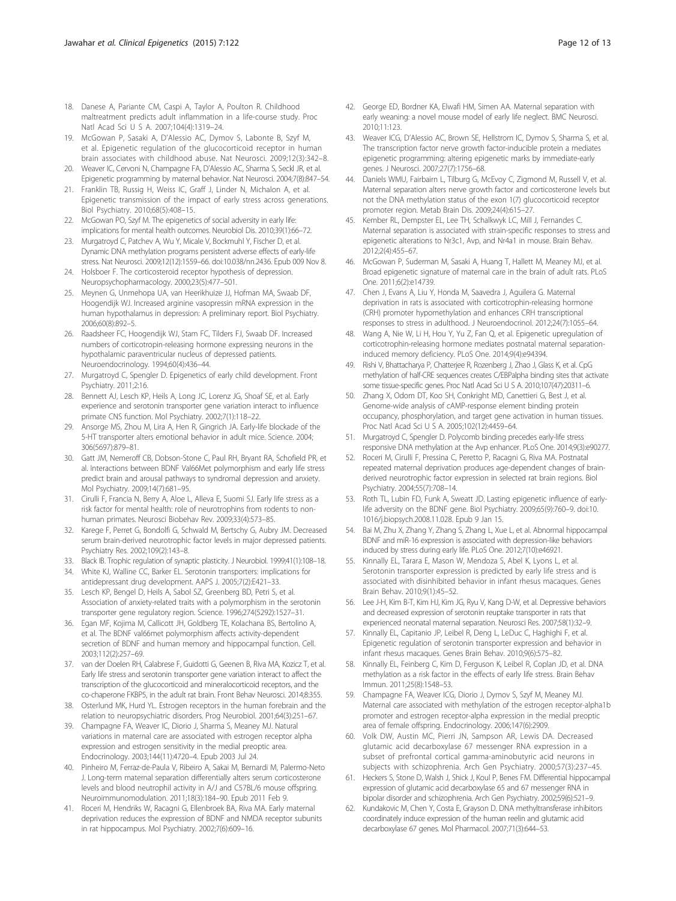18. Danese A, Pariante CM, Caspi A, Taylor A, Poulton R. Childhood maltreatment predicts adult inflammation in a life-course study. Proc Natl Acad Sci U S A. 2007;104(4):1319–24.
19. McGowan P, Sasaki A, D'Alessio AC, Dymov S, Labonte B, Szyf M, et al. Epigenetic regulation of the glucocorticoid receptor in human brain associates with childhood abuse. Nat Neurosci. 2009;12(3):342–8.
20. Weaver IC, Cervoni N, Champagne FA, D'Alessio AC, Sharma S, Seckl JR, et al. Epigenetic programming by maternal behavior. Nat Neurosci. 2004;7(8):847–54.
21. Franklin TB, Russig H, Weiss IC, Graff J, Linder N, Michalon A, et al. Epigenetic transmission of the impact of early stress across generations. Biol Psychiatry. 2010;68(5):408–15.
22. McGowan PO, Szyf M. The epigenetics of social adversity in early life: implications for mental health outcomes. Neurobiol Dis. 2010;39(1):66–72.
23. Murgatroyd C, Patchev A, Wu Y, Micale V, Bockmuhl Y, Fischer D, et al. Dynamic DNA methylation programs persistent adverse effects of early-life stress. Nat Neurosci. 2009;12(12):1559–66. doi:10.038/nn.2436. Epub 009 Nov 8.
24. Holsboer F. The corticosteroid receptor hypothesis of depression. Neuropsychopharmacology. 2000;23(5):477–501.
25. Meynen G, Unmehopa UA, van Heerikhuize JJ, Hofman MA, Swaab DF, Hoogendijk WJ. Increased arginine vasopressin mRNA expression in the human hypothalamus in depression: A preliminary report. Biol Psychiatry. 2006;60(8):892–5.
26. Raadsheer FC, Hoogendijk WJ, Stam FC, Tilders FJ, Swaab DF. Increased numbers of corticotropin-releasing hormone expressing neurons in the hypothalamic paraventricular nucleus of depressed patients. Neuroendocrinology. 1994;60(4):436–44.
27. Murgatroyd C, Spengler D. Epigenetics of early child development. Front Psychiatry. 2011;2:16.
28. Bennett AJ, Lesch KP, Heils A, Long JC, Lorenz JG, Shoaf SE, et al. Early experience and serotonin transporter gene variation interact to influence primate CNS function. Mol Psychiatry. 2002;7(1):118–22.
29. Ansorge MS, Zhou M, Lira A, Hen R, Gingrich JA. Early-life blockade of the 5-HT transporter alters emotional behavior in adult mice. Science. 2004; 306(5697):879–81.
30. Gatt JM, Nemeroff CB, Dobson-Stone C, Paul RH, Bryant RA, Schofield PR, et al. Interactions between BDNF Val66Met polymorphism and early life stress predict brain and arousal pathways to syndromal depression and anxiety. Mol Psychiatry. 2009;14(7):681–95.
31. Cirulli F, Francia N, Berry A, Aloe L, Alleva E, Suomi SJ. Early life stress as a risk factor for mental health: role of neurotrophins from rodents to non-human primates. Neurosci Biobehav Rev. 2009;33(4):573–85.
32. Karege F, Perret G, Bondolfi G, Schwald M, Bertschy G, Aubry JM. Decreased serum brain-derived neurotrophic factor levels in major depressed patients. Psychiatry Res. 2002;109(2):143–8.
33. Black IB. Trophic regulation of synaptic plasticity. J Neurobiol. 1999;41(1):108–18.
34. White KJ, Walline CC, Barker EL. Serotonin transporters: implications for antidepressant drug development. AAPS J. 2005;7(2):E421–33.
35. Lesch KP, Bengel D, Heils A, Sabol SZ, Greenberg BD, Petri S, et al. Association of anxiety-related traits with a polymorphism in the serotonin transporter gene regulatory region. Science. 1996;274(5292):1527–31.
36. Egan MF, Kojima M, Callicott JH, Goldberg TE, Kolachana BS, Bertolino A, et al. The BDNF val66met polymorphism affects activity-dependent secretion of BDNF and human memory and hippocampal function. Cell. 2003;112(2):257–69.
37. van der Doelen RH, Calabrese F, Guidotti G, Geenen B, Riva MA, Kozicz T, et al. Early life stress and serotonin transporter gene variation interact to affect the transcription of the glucocorticoid and mineralocorticoid receptors, and the co-chaperone FKBP5, in the adult rat brain. Front Behav Neurosci. 2014;8:355.
38. Osterlund MK, Hurd YL. Estrogen receptors in the human forebrain and the relation to neuropsychiatric disorders. Prog Neurobiol. 2001;64(3):251–67.
39. Champagne FA, Weaver IC, Diorio J, Sharma S, Meaney MJ. Natural variations in maternal care are associated with estrogen receptor alpha expression and estrogen sensitivity in the medial preoptic area. Endocrinology. 2003;144(11):4720–4. Epub 2003 Jul 24.
40. Pinheiro M, Ferraz-de-Paula V, Ribeiro A, Sakai M, Bernardi M, Palermo-Neto J. Long-term maternal separation differentially alters serum corticosterone levels and blood neutrophil activity in A/J and C57BL/6 mouse offspring. Neuroimmunomodulation. 2011;18(3):184–90. Epub 2011 Feb 9.
41. Roceri M, Hendriks W, Racagni G, Ellenbroek BA, Riva MA. Early maternal deprivation reduces the expression of BDNF and NMDA receptor subunits in rat hippocampus. Mol Psychiatry. 2002;7(6):609–16.
42. George ED, Bordner KA, Elwafi HM, Simen AA. Maternal separation with early weaning: a novel mouse model of early life neglect. BMC Neurosci. 2010;11:123.
43. Weaver ICG, D'Alessio AC, Brown SE, Hellstrom IC, Dymov S, Sharma S, et al. The transcription factor nerve growth factor-inducible protein a mediates epigenetic programming: altering epigenetic marks by immediate-early genes. J Neurosci. 2007;27(7):1756–68.
44. Daniels WMU, Fairbairn L, Tilburg G, McEvoy C, Zigmond M, Russell V, et al. Maternal separation alters nerve growth factor and corticosterone levels but not the DNA methylation status of the exon 1(7) glucocorticoid receptor promoter region. Metab Brain Dis. 2009;24(4):615–27.
45. Kember RL, Dempster EL, Lee TH, Schalkwyk LC, Mill J, Fernandes C. Maternal separation is associated with strain-specific responses to stress and epigenetic alterations to Nr3c1, Avp, and Nr4a1 in mouse. Brain Behav. 2012;2(4):455–67.
46. McGowan P, Suderman M, Sasaki A, Huang T, Hallett M, Meaney MJ, et al. Broad epigenetic signature of maternal care in the brain of adult rats. PLoS One. 2011;6(2):e14739.
47. Chen J, Evans A, Liu Y, Honda M, Saavedra J, Aguilera G. Maternal deprivation in rats is associated with corticotrophin-releasing hormone (CRH) promoter hypomethylation and enhances CRH transcriptional responses to stress in adulthood. J Neuroendocrinol. 2012;24(7):1055–64.
48. Wang A, Nie W, Li H, Hou Y, Yu Z, Fan Q, et al. Epigenetic upregulation of corticotrophin-releasing hormone mediates postnatal maternal separation-induced memory deficiency. PLoS One. 2014;9(4):e94394.
49. Rishi V, Bhattacharya P, Chatterjee R, Rozenberg J, Zhao J, Glass K, et al. CpG methylation of half-CRE sequences creates C/EBPalpha binding sites that activate some tissue-specific genes. Proc Natl Acad Sci U S A. 2010;107(47):20311–6.
50. Zhang X, Odom DT, Koo SH, Conkright MD, Canettieri G, Best J, et al. Genome-wide analysis of cAMP-response element binding protein occupancy, phosphorylation, and target gene activation in human tissues. Proc Natl Acad Sci U S A. 2005;102(12):4459–64.
51. Murgatroyd C, Spengler D. Polycomb binding precedes early-life stress responsive DNA methylation at the Avp enhancer. PLoS One. 2014;9(3):e90277.
52. Roceri M, Cirulli F, Pessina C, Peretto P, Racagni G, Riva MA. Postnatal repeated maternal deprivation produces age-dependent changes of brain-derived neurotrophic factor expression in selected rat brain regions. Biol Psychiatry. 2004;55(7):708–14.
53. Roth TL, Lubin FD, Funk A, Sweatt JD. Lasting epigenetic influence of early-life adversity on the BDNF gene. Biol Psychiatry. 2009;65(9):760–9. doi:10.1016/j.biopsych.2008.11.028. Epub 9 Jan 15.
54. Bai M, Zhu X, Zhang Y, Zhang S, Zhang L, Xue L, et al. Abnormal hippocampal BDNF and miR-16 expression is associated with depression-like behaviors induced by stress during early life. PLoS One. 2012;7(10):e46921.
55. Kinnally EL, Tarara E, Mason W, Mendoza S, Abel K, Lyons L, et al. Serotonin transporter expression is predicted by early life stress and is associated with disinhibited behavior in infant rhesus macaques. Genes Brain Behav. 2010;9(1):45–52.
56. Lee J-H, Kim B-T, Kim HJ, Kim JG, Ryu V, Kang D-W, et al. Depressive behaviors and decreased expression of serotonin reuptake transporter in rats that experienced neonatal maternal separation. Neurosci Res. 2007;58(1):32–9.
57. Kinnally EL, Capitanio JP, Leibel R, Deng L, LeDuc C, Haghighi F, et al. Epigenetic regulation of serotonin transporter expression and behavior in infant rhesus macaques. Genes Brain Behav. 2010;9(6):575–82.
58. Kinnally EL, Feinberg C, Kim D, Ferguson K, Leibel R, Coplan JD, et al. DNA methylation as a risk factor in the effects of early life stress. Brain Behav Immun. 2011;25(8):1548–53.
59. Champagne FA, Weaver ICG, Diorio J, Dymov S, Szyf M, Meaney MJ. Maternal care associated with methylation of the estrogen receptor-alpha1b promoter and estrogen receptor-alpha expression in the medial preoptic area of female offspring. Endocrinology. 2006;147(6):2909.
60. Volk DW, Austin MC, Pierri JN, Sampson AR, Lewis DA. Decreased glutamic acid decarboxylase 67 messenger RNA expression in a subset of prefrontal cortical gamma-aminobutyric acid neurons in subjects with schizophrenia. Arch Gen Psychiatry. 2000;57(3):237–45.
61. Heckers S, Stone D, Walsh J, Shick J, Koul P, Benes FM. Differential hippocampal expression of glutamic acid decarboxylase 65 and 67 messenger RNA in bipolar disorder and schizophrenia. Arch Gen Psychiatry. 2002;59(6):521–9.
62. Kundakovic M, Chen Y, Costa E, Grayson D. DNA methyltransferase inhibitors coordinately induce expression of the human reelin and glutamic acid decarboxylase 67 genes. Mol Pharmacol. 2007;71(3):644–53.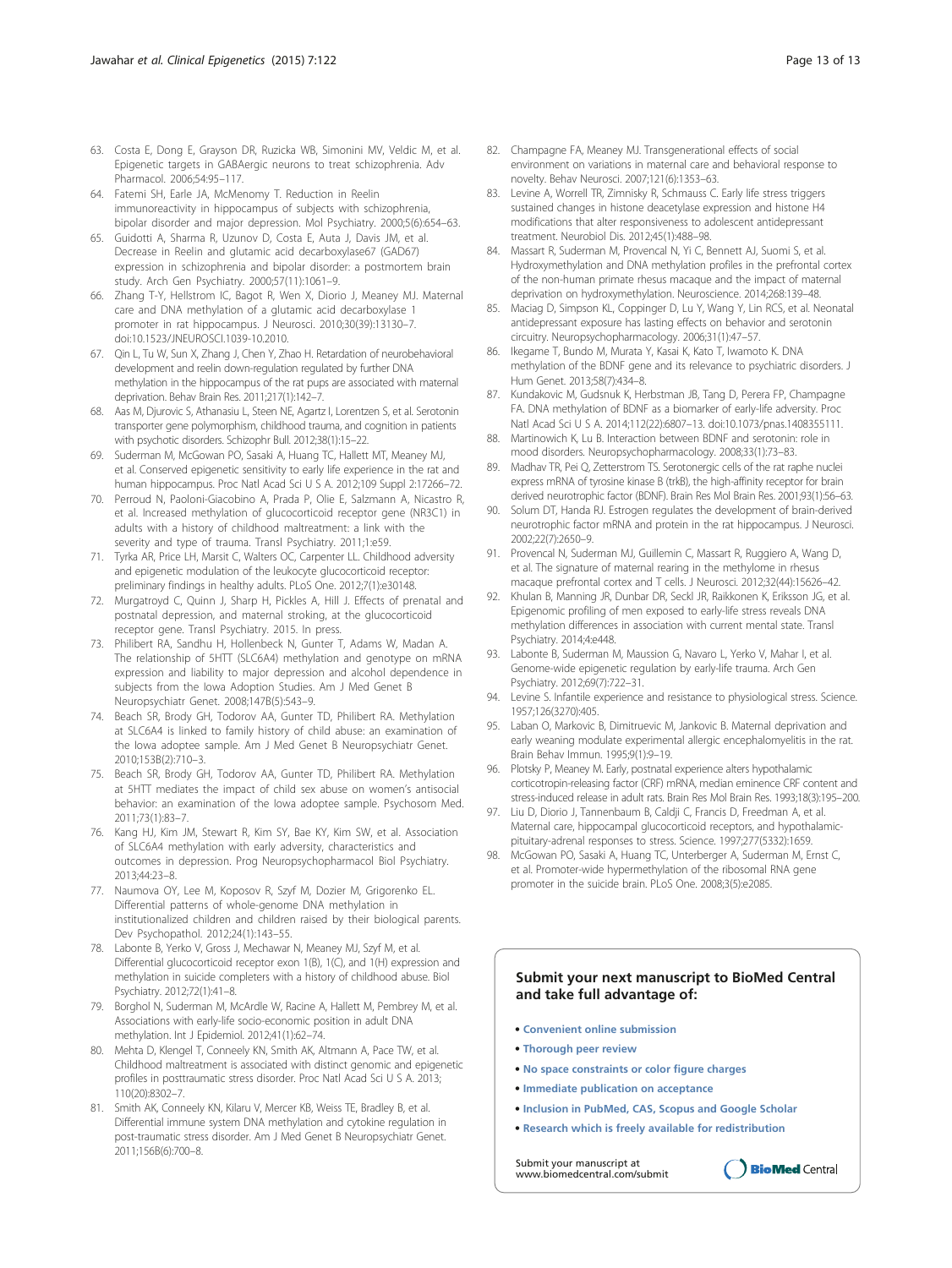63. Costa E, Dong E, Grayson DR, Ruzicka WB, Simonini MV, Veldic M, et al. Epigenetic targets in GABAergic neurons to treat schizophrenia. Adv Pharmacol. 2006;54:95–117.
64. Fatemi SH, Earle JA, McMenomy T. Reduction in Reelin immunoreactivity in hippocampus of subjects with schizophrenia, bipolar disorder and major depression. Mol Psychiatry. 2000;5(6):654–63.
65. Guidotti A, Sharma R, Uzunov D, Costa E, Auta J, Davis JM, et al. Decrease in Reelin and glutamic acid decarboxylase67 (GAD67) expression in schizophrenia and bipolar disorder: a postmortem brain study. Arch Gen Psychiatry. 2000;57(11):1061–9.
66. Zhang T-Y, Hellstrom IC, Bagot R, Wen X, Diorio J, Meaney MJ. Maternal care and DNA methylation of a glutamic acid decarboxylase 1 promoter in rat hippocampus. J Neurosci. 2010;30(39):13130–7. doi:10.1523/JNEUROSCI.1039-10.2010.
67. Qin L, Tu W, Sun X, Zhang J, Chen Y, Zhao H. Retardation of neurobehavioral development and reelin down-regulation regulated by further DNA methylation in the hippocampus of the rat pups are associated with maternal deprivation. Behav Brain Res. 2011;217(1):142–7.
68. Aas M, Djurovic S, Athanasiu L, Steen NE, Agartz I, Lorentzen S, et al. Serotonin transporter gene polymorphism, childhood trauma, and cognition in patients with psychotic disorders. Schizophr Bull. 2012;38(1):15–22.
69. Suderman M, McGowan PO, Sasaki A, Huang TC, Hallett MT, Meaney MJ, et al. Conserved epigenetic sensitivity to early life experience in the rat and human hippocampus. Proc Natl Acad Sci U S A. 2012;109 Suppl 2:17266–72.
70. Perroud N, Paoloni-Giacobino A, Prada P, Olie E, Salzmann A, Nicastro R, et al. Increased methylation of glucocorticoid receptor gene (NR3C1) in adults with a history of childhood maltreatment: a link with the severity and type of trauma. Transl Psychiatry. 2011;1:e59.
71. Tyrka AR, Price LH, Marsit C, Walters OC, Carpenter LL. Childhood adversity and epigenetic modulation of the leukocyte glucocorticoid receptor: preliminary findings in healthy adults. PLoS One. 2012;7(1):e30148.
72. Murgatroyd C, Quinn J, Sharp H, Pickles A, Hill J. Effects of prenatal and postnatal depression, and maternal stroking, at the glucocorticoid receptor gene. Transl Psychiatry. 2015. In press.
73. Philibert RA, Sandhu H, Hollenbeck N, Gunter T, Adams W, Madan A. The relationship of 5HTT (SLC6A4) methylation and genotype on mRNA expression and liability to major depression and alcohol dependence in subjects from the Iowa Adoption Studies. Am J Med Genet B Neuropsychiatr Genet. 2008;147B(5):543–9.
74. Beach SR, Brody GH, Todorov AA, Gunter TD, Philibert RA. Methylation at SLC6A4 is linked to family history of child abuse: an examination of the Iowa adoptee sample. Am J Med Genet B Neuropsychiatr Genet. 2010;153B(2):710–3.
75. Beach SR, Brody GH, Todorov AA, Gunter TD, Philibert RA. Methylation at 5HTT mediates the impact of child sex abuse on women's antisocial behavior: an examination of the Iowa adoptee sample. Psychosom Med. 2011;73(1):83–7.
76. Kang HJ, Kim JM, Stewart R, Kim SY, Bae KY, Kim SW, et al. Association of SLC6A4 methylation with early adversity, characteristics and outcomes in depression. Prog Neuropsychopharmacol Biol Psychiatry. 2013;44:23–8.
77. Naumova OY, Lee M, Koposov R, Szyf M, Dozier M, Grigorenko EL. Differential patterns of whole-genome DNA methylation in institutionalized children and children raised by their biological parents. Dev Psychopathol. 2012;24(1):143–55.
78. Labonte B, Yerko V, Gross J, Mechawar N, Meaney MJ, Szyf M, et al. Differential glucocorticoid receptor exon 1(B), 1(C), and 1(H) expression and methylation in suicide completers with a history of childhood abuse. Biol Psychiatry. 2012;72(1):41–8.
79. Borghol N, Suderman M, McArdle W, Racine A, Hallett M, Pembrey M, et al. Associations with early-life socio-economic position in adult DNA methylation. Int J Epidemiol. 2012;41(1):62–74.
80. Mehta D, Klengel T, Conneely KN, Smith AK, Altmann A, Pace TW, et al. Childhood maltreatment is associated with distinct genomic and epigenetic profiles in posttraumatic stress disorder. Proc Natl Acad Sci U S A. 2013; 110(20):8302–7.
81. Smith AK, Conneely KN, Kilaru V, Mercer KB, Weiss TE, Bradley B, et al. Differential immune system DNA methylation and cytokine regulation in post-traumatic stress disorder. Am J Med Genet B Neuropsychiatr Genet. 2011;156B(6):700–8.
82. Champagne FA, Meaney MJ. Transgenerational effects of social environment on variations in maternal care and behavioral response to novelty. Behav Neurosci. 2007;121(6):1353–63.
83. Levine A, Worrell TR, Zimnisky R, Schmauss C. Early life stress triggers sustained changes in histone deacetylase expression and histone H4 modifications that alter responsiveness to adolescent antidepressant treatment. Neurobiol Dis. 2012;45(1):488–98.
84. Massart R, Suderman M, Provencal N, Yi C, Bennett AJ, Suomi S, et al. Hydroxymethylation and DNA methylation profiles in the prefrontal cortex of the non-human primate rhesus macaque and the impact of maternal deprivation on hydroxymethylation. Neuroscience. 2014;268:139–48.
85. Maciag D, Simpson KL, Coppinger D, Lu Y, Wang Y, Lin RCS, et al. Neonatal antidepressant exposure has lasting effects on behavior and serotonin circuitry. Neuropsychopharmacology. 2006;31(1):47–57.
86. Ikegame T, Bundo M, Murata Y, Kasai K, Kato T, Iwamoto K. DNA methylation of the BDNF gene and its relevance to psychiatric disorders. J Hum Genet. 2013;58(7):434–8.
87. Kundakovic M, Gudsnuk K, Herbstman JB, Tang D, Perera FP, Champagne FA. DNA methylation of BDNF as a biomarker of early-life adversity. Proc Natl Acad Sci U S A. 2014;112(22):6807–13. doi:10.1073/pnas.1408355111.
88. Martinowich K, Lu B. Interaction between BDNF and serotonin: role in mood disorders. Neuropsychopharmacology. 2008;33(1):73–83.
89. Madhav TR, Pei Q, Zetterstrom TS. Serotonergic cells of the rat raphe nuclei express mRNA of tyrosine kinase B (trkB), the high-affinity receptor for brain derived neurotrophic factor (BDNF). Brain Res Mol Brain Res. 2001;93(1):56–63.
90. Solum DT, Handa RJ. Estrogen regulates the development of brain-derived neurotrophic factor mRNA and protein in the rat hippocampus. J Neurosci. 2002;22(7):2650–9.
91. Provencal N, Suderman MJ, Guillemin C, Massart R, Ruggiero A, Wang D, et al. The signature of maternal rearing in the methylome in rhesus macaque prefrontal cortex and T cells. J Neurosci. 2012;32(44):15626–42.
92. Khulan B, Manning JR, Dunbar DR, Seckl JR, Raikkonen K, Eriksson JG, et al. Epigenomic profiling of men exposed to early-life stress reveals DNA methylation differences in association with current mental state. Transl Psychiatry. 2014;4:e448.
93. Labonte B, Suderman M, Maussion G, Navaro L, Yerko V, Mahar I, et al. Genome-wide epigenetic regulation by early-life trauma. Arch Gen Psychiatry. 2012;69(7):722–31.
94. Levine S. Infantile experience and resistance to physiological stress. Science. 1957;126(3270):405.
95. Laban O, Markovic B, Dimitruevic M, Jankovic B. Maternal deprivation and early weaning modulate experimental allergic encephalomyelitis in the rat. Brain Behav Immun. 1995;9(1):9–19.
96. Plotsky P, Meaney M. Early, postnatal experience alters hypothalamic corticotropin-releasing factor (CRF) mRNA, median eminence CRF content and stress-induced release in adult rats. Brain Res Mol Brain Res. 1993;18(3):195–200.
97. Liu D, Diorio J, Tannenbaum B, Caldji C, Francis D, Freedman A, et al. Maternal care, hippocampal glucocorticoid receptors, and hypothalamic-pituitary-adrenal responses to stress. Science. 1997;277(5332):1659.
98. McGowan PO, Sasaki A, Huang TC, Unterberger A, Suderman M, Ernst C, et al. Promoter-wide hypermethylation of the ribosomal RNA gene promoter in the suicide brain. PLoS One. 2008;3(5):e2085.

**Submit your next manuscript to BioMed Central and take full advantage of:**

- **Convenient online submission**
- **Thorough peer review**
- **No space constraints or color figure charges**
- **Immediate publication on acceptance**
- **Inclusion in PubMed, CAS, Scopus and Google Scholar**
- **Research which is freely available for redistribution**

Submit your manuscript at
www.biomedcentral.com/submit

BioMed Central